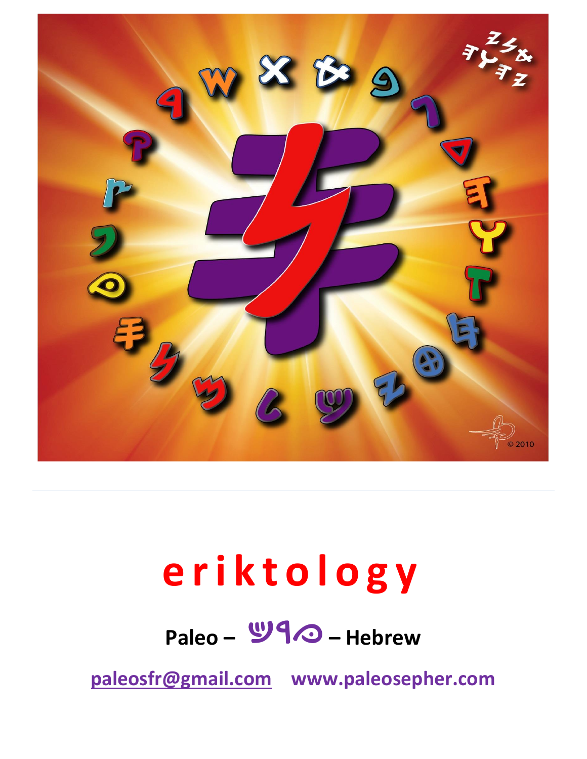# eriktology

**Paleo – 𐤏𐤁𐤓 – Hebrew**

**paleosfr@gmail.com** **www.paleosepher.com**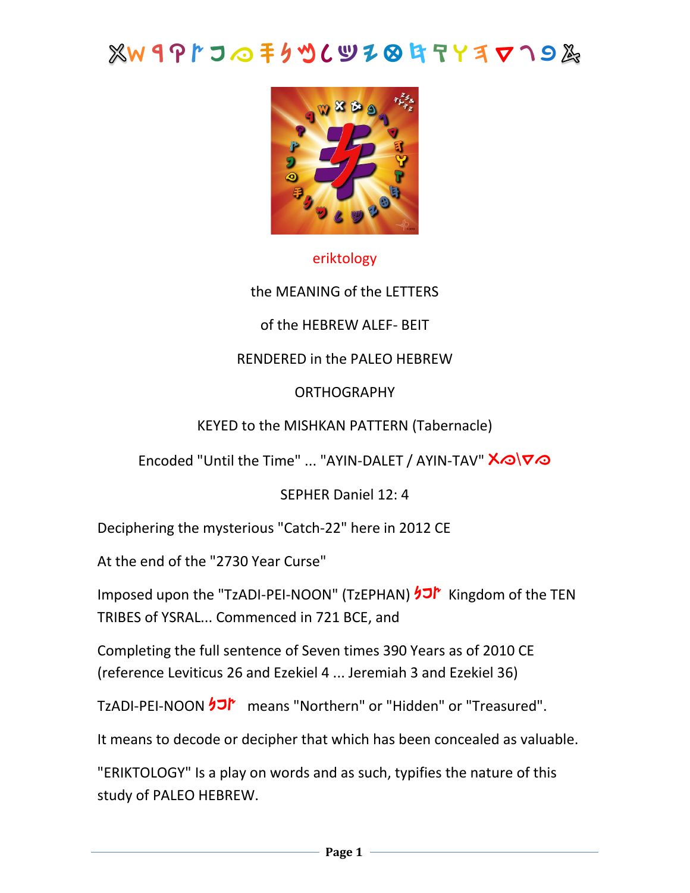eriktology

the MEANING of the LETTERS

of the HEBREW ALEF- BEIT

RENDERED in the PALEO HEBREW

ORTHOGRAPHY

KEYED to the MISHKAN PATTERN (Tabernacle)

Encoded "Until the Time" ... "AYIN-DALET / AYIN-TAV"

SEPHER Daniel 12: 4

Deciphering the mysterious "Catch-22" here in 2012 CE

At the end of the "2730 Year Curse"

Imposed upon the "TzADI-PEI-NOON" (TzEPHAN) Kingdom of the TEN TRIBES of YSRAL... Commenced in 721 BCE, and

Completing the full sentence of Seven times 390 Years as of 2010 CE (reference Leviticus 26 and Ezekiel 4 ... Jeremiah 3 and Ezekiel 36)

TzADI-PEI-NOON means "Northern" or "Hidden" or "Treasured".

It means to decode or decipher that which has been concealed as valuable.

"ERIKTOLOGY" Is a play on words and as such, typifies the nature of this study of PALEO HEBREW.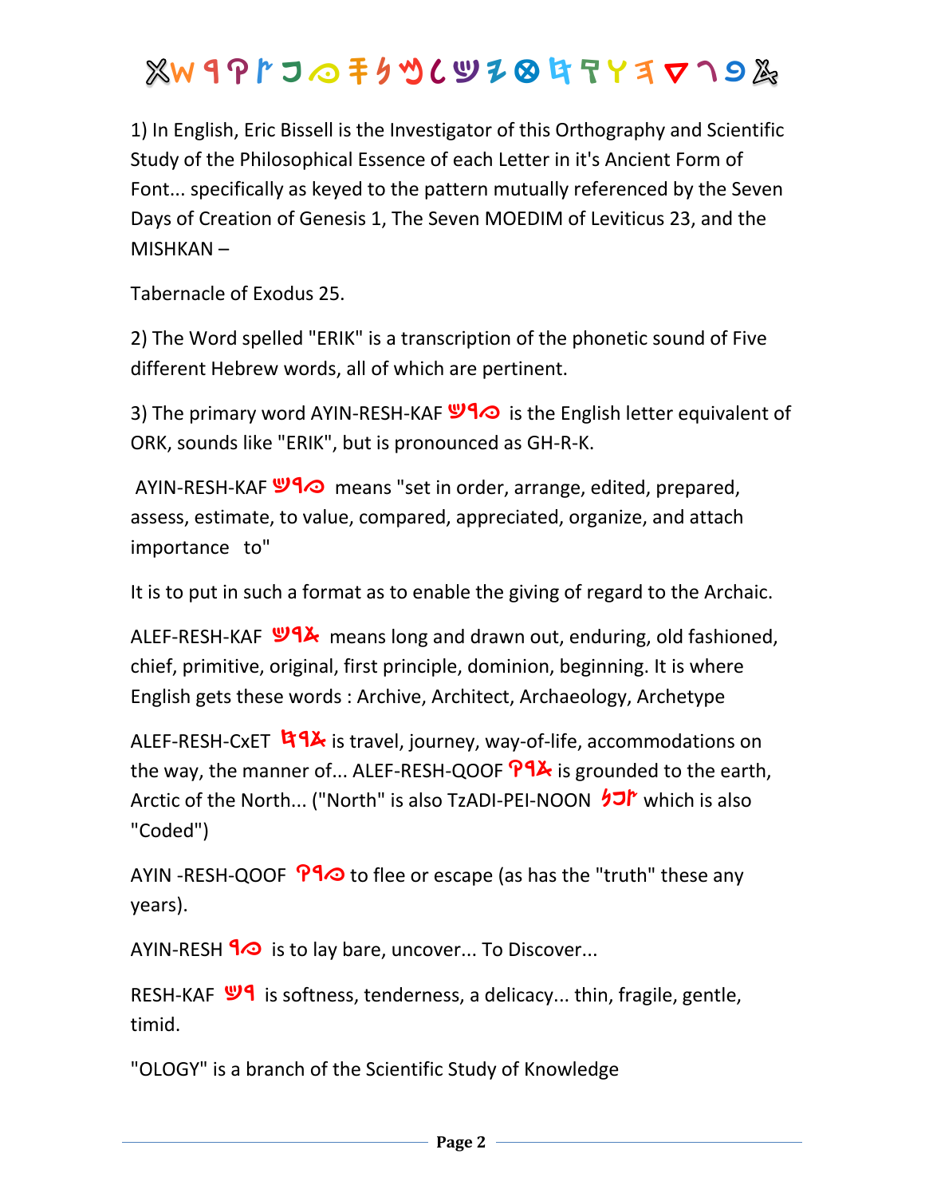𐤀𐤁𐤂𐤃𐤄𐤅𐤆𐤇𐤈𐤉𐤊𐤋𐤌𐤍𐤎𐤏𐤐𐤑𐤒𐤓𐤔𐤕

1) In English, Eric Bissell is the Investigator of this Orthography and Scientific Study of the Philosophical Essence of each Letter in it's Ancient Form of Font... specifically as keyed to the pattern mutually referenced by the Seven Days of Creation of Genesis 1, The Seven MOEDIM of Leviticus 23, and the MISHKAN –

Tabernacle of Exodus 25.

2) The Word spelled "ERIK" is a transcription of the phonetic sound of Five different Hebrew words, all of which are pertinent.

3) The primary word AYIN-RESH-KAF 𐤏𐤓𐤊 is the English letter equivalent of ORK, sounds like "ERIK", but is pronounced as GH-R-K.

AYIN-RESH-KAF 𐤏𐤓𐤊 means "set in order, arrange, edited, prepared, assess, estimate, to value, compared, appreciated, organize, and attach importance to"

It is to put in such a format as to enable the giving of regard to the Archaic.

ALEF-RESH-KAF 𐤀𐤓𐤊 means long and drawn out, enduring, old fashioned, chief, primitive, original, first principle, dominion, beginning. It is where English gets these words : Archive, Architect, Archaeology, Archetype

ALEF-RESH-CxET 𐤀𐤓𐤇 is travel, journey, way-of-life, accommodations on the way, the manner of... ALEF-RESH-QOOF 𐤀𐤓𐤒 is grounded to the earth, Arctic of the North... ("North" is also TzADI-PEI-NOON 𐤑𐤐𐤍 which is also "Coded")

AYIN -RESH-QOOF 𐤏𐤓𐤒 to flee or escape (as has the "truth" these any years).

AYIN-RESH 𐤏𐤓 is to lay bare, uncover... To Discover...

RESH-KAF 𐤓𐤊 is softness, tenderness, a delicacy... thin, fragile, gentle, timid.

"OLOGY" is a branch of the Scientific Study of Knowledge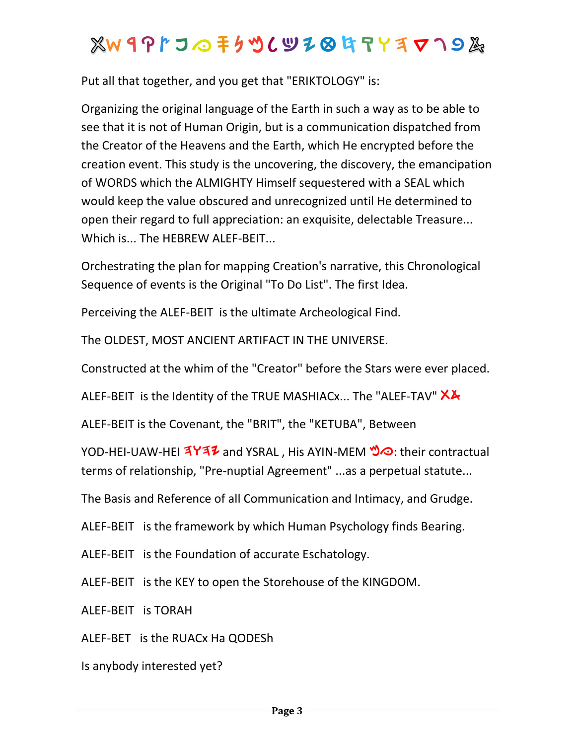Put all that together, and you get that "ERIKTOLOGY" is:

Organizing the original language of the Earth in such a way as to be able to see that it is not of Human Origin, but is a communication dispatched from the Creator of the Heavens and the Earth, which He encrypted before the creation event. This study is the uncovering, the discovery, the emancipation of WORDS which the ALMIGHTY Himself sequestered with a SEAL which would keep the value obscured and unrecognized until He determined to open their regard to full appreciation: an exquisite, delectable Treasure... Which is... The HEBREW ALEF-BEIT...

Orchestrating the plan for mapping Creation's narrative, this Chronological Sequence of events is the Original "To Do List". The first Idea.

Perceiving the ALEF-BEIT is the ultimate Archeological Find.

The OLDEST, MOST ANCIENT ARTIFACT IN THE UNIVERSE.

Constructed at the whim of the "Creator" before the Stars were ever placed.

ALEF-BEIT is the Identity of the TRUE MASHIACx... The "ALEF-TAV"

ALEF-BEIT is the Covenant, the "BRIT", the "KETUBA", Between

YOD-HEI-UAW-HEI and YSRAL , His AYIN-MEM : their contractual terms of relationship, "Pre-nuptial Agreement" ...as a perpetual statute...

The Basis and Reference of all Communication and Intimacy, and Grudge.

ALEF-BEIT is the framework by which Human Psychology finds Bearing.

ALEF-BEIT is the Foundation of accurate Eschatology.

ALEF-BEIT is the KEY to open the Storehouse of the KINGDOM.

ALEF-BEIT is TORAH

ALEF-BET is the RUACx Ha QODESh

Is anybody interested yet?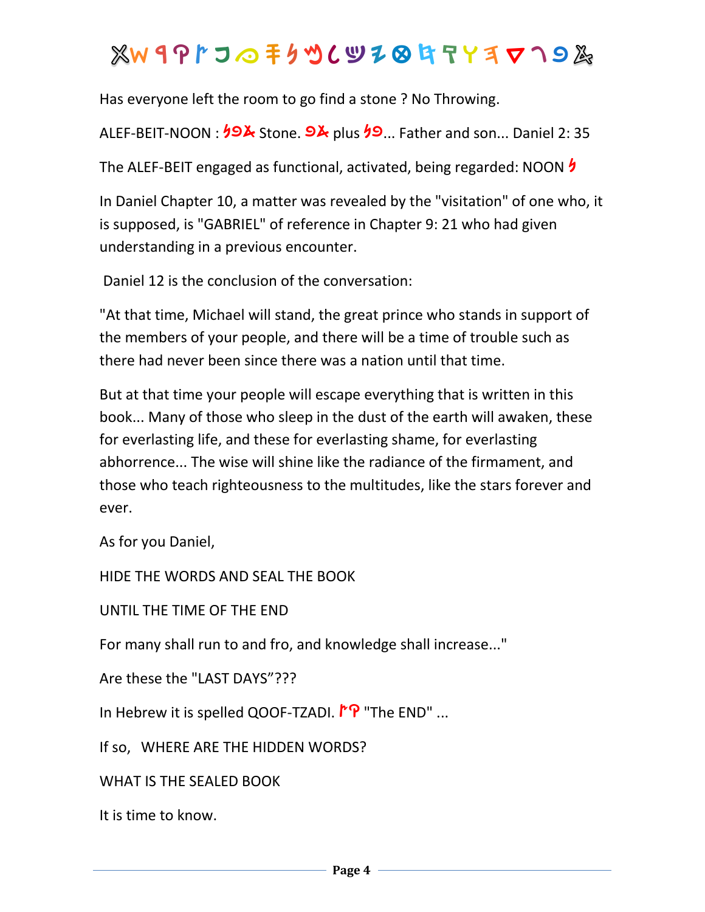Has everyone left the room to go find a stone ? No Throwing.

ALEF-BEIT-NOON : 𐤀𐤁𐤍 Stone. 𐤀𐤁 plus 𐤁𐤍... Father and son... Daniel 2: 35

The ALEF-BEIT engaged as functional, activated, being regarded: NOON 𐤍

In Daniel Chapter 10, a matter was revealed by the "visitation" of one who, it is supposed, is "GABRIEL" of reference in Chapter 9: 21 who had given understanding in a previous encounter.

Daniel 12 is the conclusion of the conversation:

"At that time, Michael will stand, the great prince who stands in support of the members of your people, and there will be a time of trouble such as there had never been since there was a nation until that time.

But at that time your people will escape everything that is written in this book... Many of those who sleep in the dust of the earth will awaken, these for everlasting life, and these for everlasting shame, for everlasting abhorrence... The wise will shine like the radiance of the firmament, and those who teach righteousness to the multitudes, like the stars forever and ever.

As for you Daniel,

HIDE THE WORDS AND SEAL THE BOOK

UNTIL THE TIME OF THE END

For many shall run to and fro, and knowledge shall increase..."

Are these the "LAST DAYS"???

In Hebrew it is spelled QOOF-TZADI. 𐤒𐤑 "The END" ...

If so, WHERE ARE THE HIDDEN WORDS?

WHAT IS THE SEALED BOOK

It is time to know.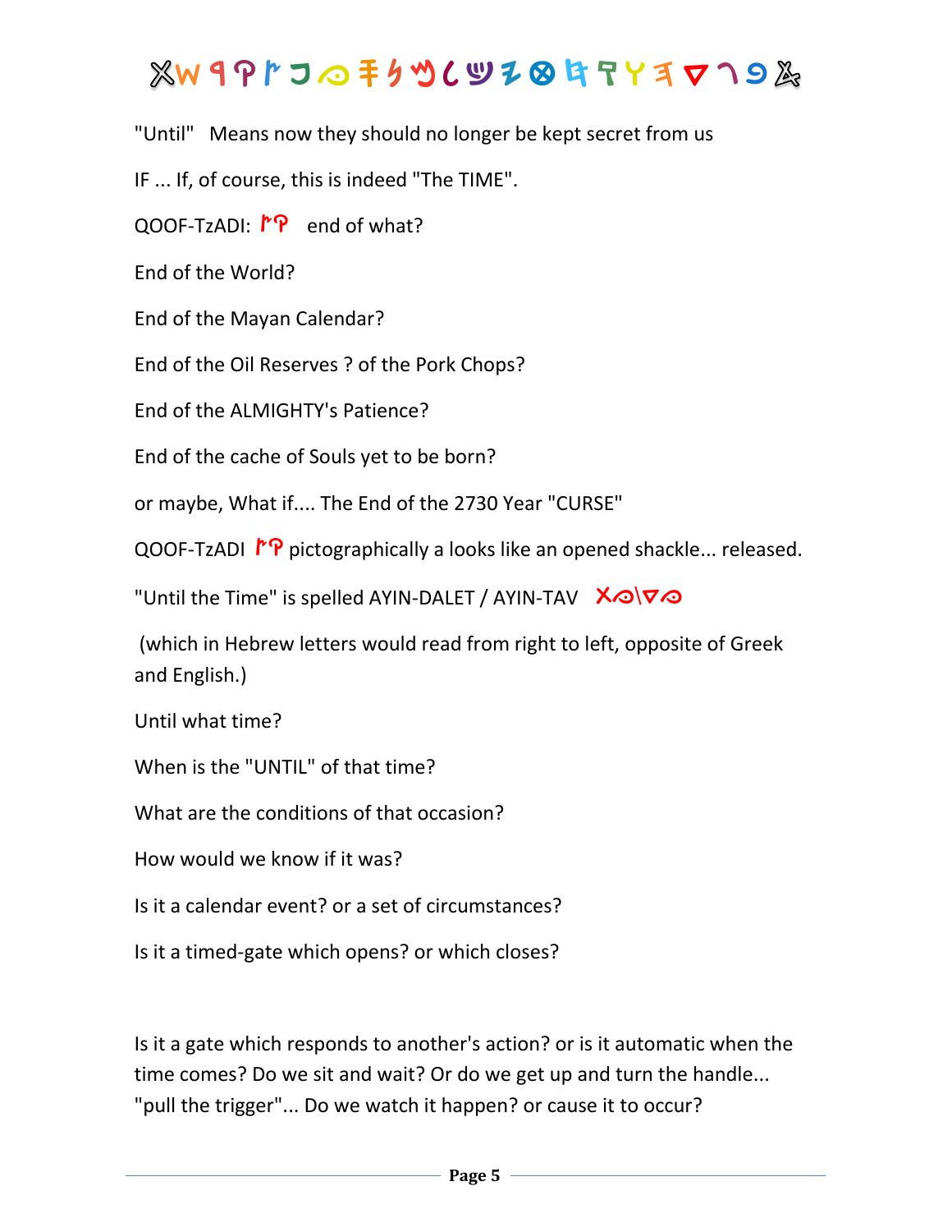"Until" Means now they should no longer be kept secret from us

IF ... If, of course, this is indeed "The TIME".

QOOF-TzADI: end of what?

End of the World?

End of the Mayan Calendar?

End of the Oil Reserves ? of the Pork Chops?

End of the ALMIGHTY's Patience?

End of the cache of Souls yet to be born?

or maybe, What if.... The End of the 2730 Year "CURSE"

QOOF-TzADI pictographically a looks like an opened shackle... released.

"Until the Time" is spelled AYIN-DALET / AYIN-TAV

(which in Hebrew letters would read from right to left, opposite of Greek and English.)

Until what time?

When is the "UNTIL" of that time?

What are the conditions of that occasion?

How would we know if it was?

Is it a calendar event? or a set of circumstances?

Is it a timed-gate which opens? or which closes?

Is it a gate which responds to another's action? or is it automatic when the time comes? Do we sit and wait? Or do we get up and turn the handle... "pull the trigger"... Do we watch it happen? or cause it to occur?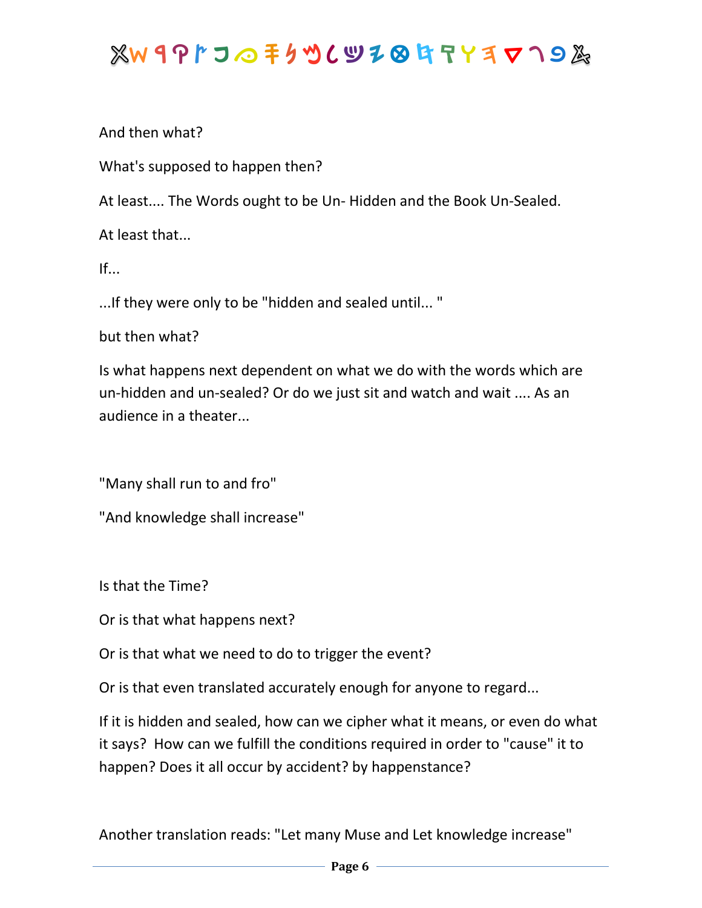And then what?

What's supposed to happen then?

At least.... The Words ought to be Un- Hidden and the Book Un-Sealed.

At least that...

If...

...If they were only to be "hidden and sealed until... "

but then what?

Is what happens next dependent on what we do with the words which are un-hidden and un-sealed? Or do we just sit and watch and wait .... As an audience in a theater...

"Many shall run to and fro"

"And knowledge shall increase"

Is that the Time?

Or is that what happens next?

Or is that what we need to do to trigger the event?

Or is that even translated accurately enough for anyone to regard...

If it is hidden and sealed, how can we cipher what it means, or even do what it says? How can we fulfill the conditions required in order to "cause" it to happen? Does it all occur by accident? by happenstance?

Another translation reads: "Let many Muse and Let knowledge increase"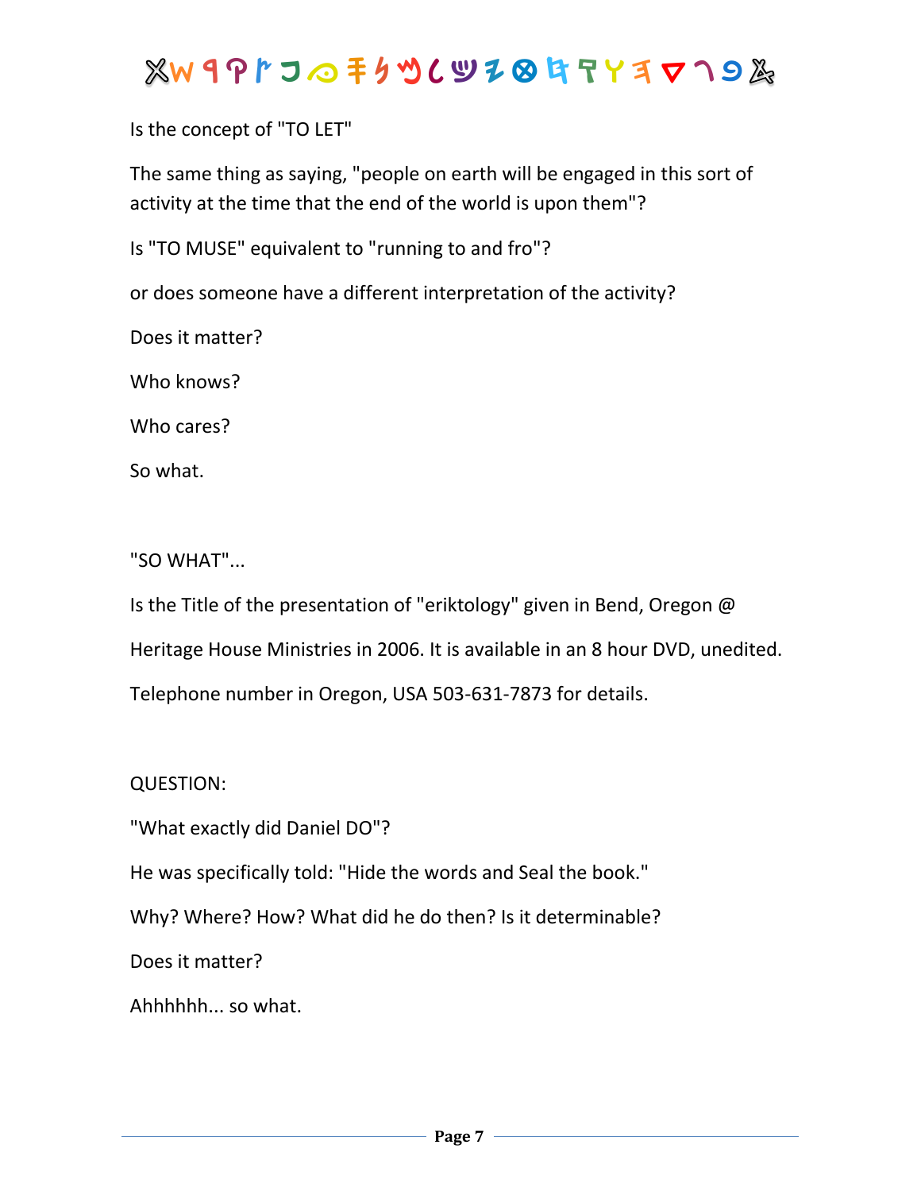Is the concept of "TO LET"

The same thing as saying, "people on earth will be engaged in this sort of activity at the time that the end of the world is upon them"?

Is "TO MUSE" equivalent to "running to and fro"?

or does someone have a different interpretation of the activity?

Does it matter?

Who knows?

Who cares?

So what.

"SO WHAT"...

Is the Title of the presentation of "eriktology" given in Bend, Oregon @

Heritage House Ministries in 2006. It is available in an 8 hour DVD, unedited.

Telephone number in Oregon, USA 503-631-7873 for details.

QUESTION:

"What exactly did Daniel DO"?

He was specifically told: "Hide the words and Seal the book."

Why? Where? How? What did he do then? Is it determinable?

Does it matter?

Ahhhhhh... so what.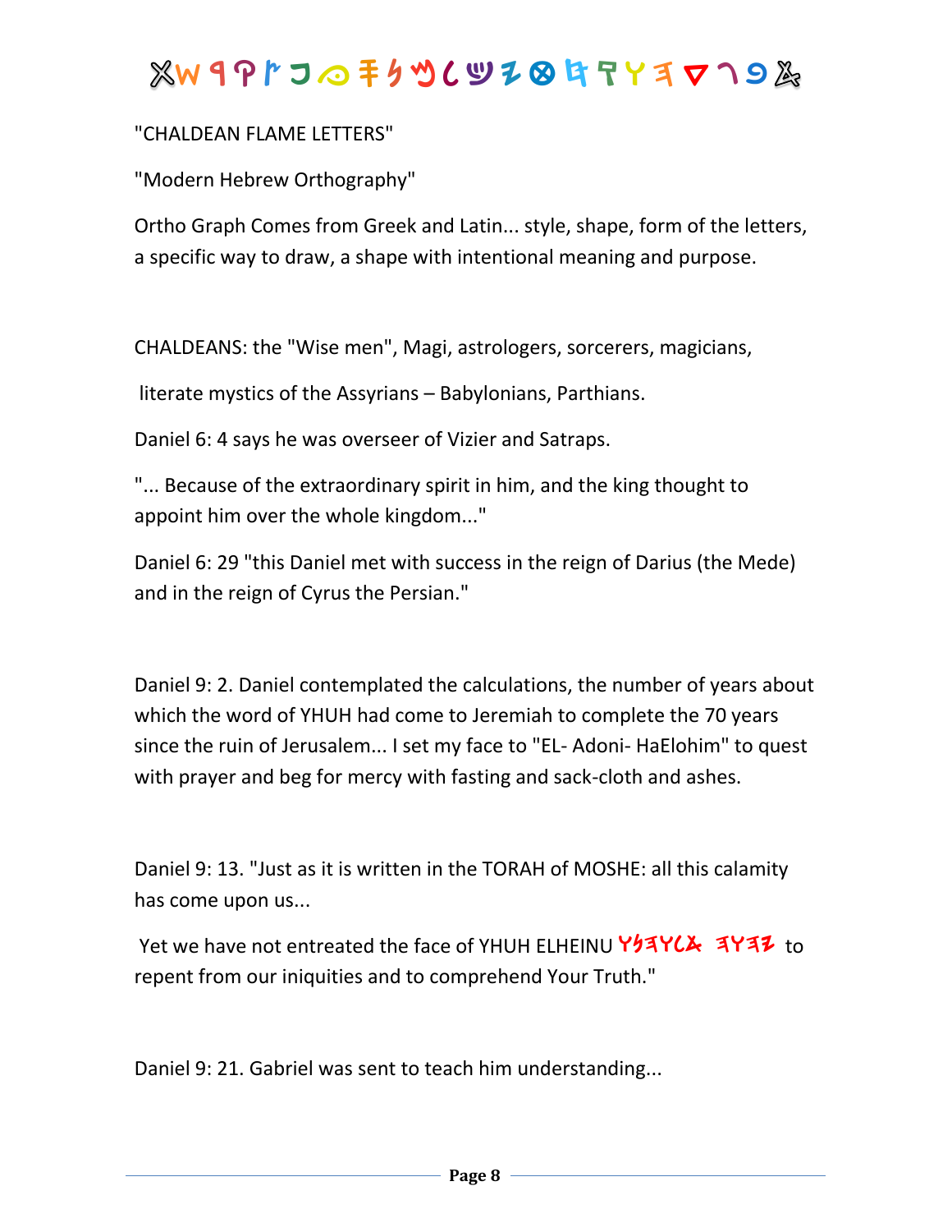"CHALDEAN FLAME LETTERS"

"Modern Hebrew Orthography"

Ortho Graph Comes from Greek and Latin... style, shape, form of the letters, a specific way to draw, a shape with intentional meaning and purpose.

CHALDEANS: the "Wise men", Magi, astrologers, sorcerers, magicians,

literate mystics of the Assyrians – Babylonians, Parthians.

Daniel 6: 4 says he was overseer of Vizier and Satraps.

"... Because of the extraordinary spirit in him, and the king thought to appoint him over the whole kingdom..."

Daniel 6: 29 "this Daniel met with success in the reign of Darius (the Mede) and in the reign of Cyrus the Persian."

Daniel 9: 2. Daniel contemplated the calculations, the number of years about which the word of YHUH had come to Jeremiah to complete the 70 years since the ruin of Jerusalem... I set my face to "EL- Adoni- HaElohim" to quest with prayer and beg for mercy with fasting and sack-cloth and ashes.

Daniel 9: 13. "Just as it is written in the TORAH of MOSHE: all this calamity has come upon us...

Yet we have not entreated the face of YHUH ELHEINU 𐤉𐤄𐤅𐤄 𐤀𐤋𐤄𐤉𐤍𐤅 to repent from our iniquities and to comprehend Your Truth."

Daniel 9: 21. Gabriel was sent to teach him understanding...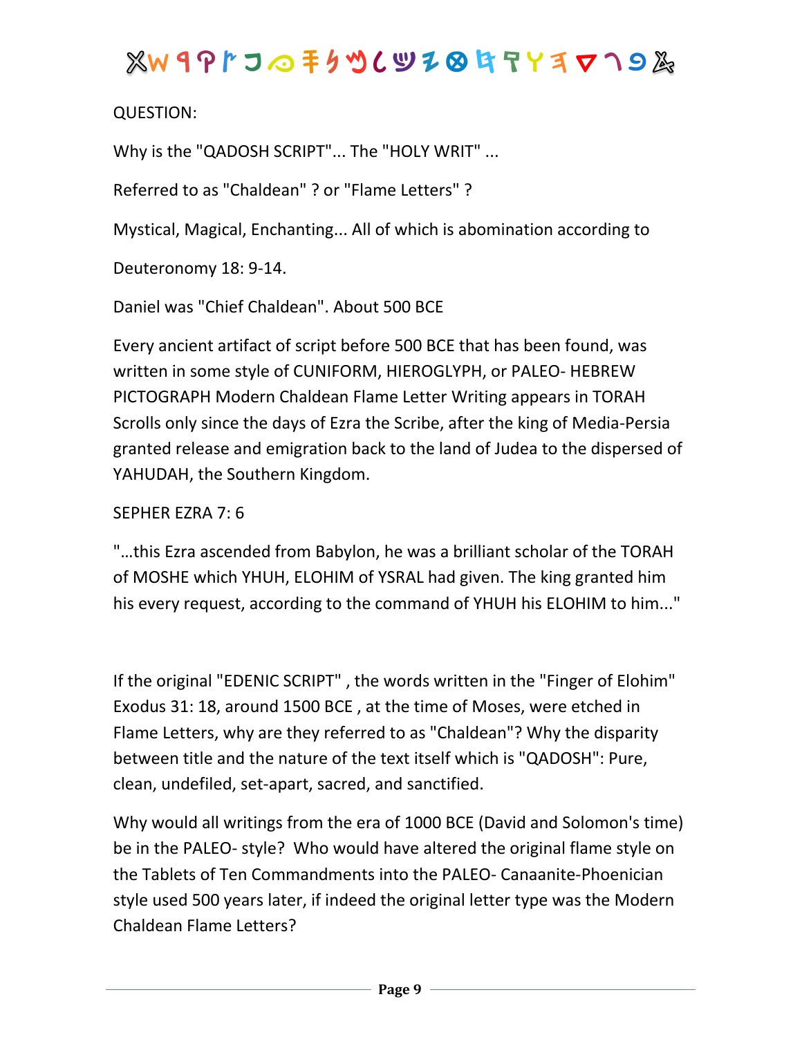QUESTION:

Why is the "QADOSH SCRIPT"... The "HOLY WRIT" ...

Referred to as "Chaldean" ? or "Flame Letters" ?

Mystical, Magical, Enchanting... All of which is abomination according to

Deuteronomy 18: 9-14.

Daniel was "Chief Chaldean". About 500 BCE

Every ancient artifact of script before 500 BCE that has been found, was written in some style of CUNIFORM, HIEROGLYPH, or PALEO- HEBREW PICTOGRAPH Modern Chaldean Flame Letter Writing appears in TORAH Scrolls only since the days of Ezra the Scribe, after the king of Media-Persia granted release and emigration back to the land of Judea to the dispersed of YAHUDAH, the Southern Kingdom.

SEPHER EZRA 7: 6

"…this Ezra ascended from Babylon, he was a brilliant scholar of the TORAH of MOSHE which YHUH, ELOHIM of YSRAL had given. The king granted him his every request, according to the command of YHUH his ELOHIM to him..."

If the original "EDENIC SCRIPT" , the words written in the "Finger of Elohim" Exodus 31: 18, around 1500 BCE , at the time of Moses, were etched in Flame Letters, why are they referred to as "Chaldean"? Why the disparity between title and the nature of the text itself which is "QADOSH": Pure, clean, undefiled, set-apart, sacred, and sanctified.

Why would all writings from the era of 1000 BCE (David and Solomon's time) be in the PALEO- style? Who would have altered the original flame style on the Tablets of Ten Commandments into the PALEO- Canaanite-Phoenician style used 500 years later, if indeed the original letter type was the Modern Chaldean Flame Letters?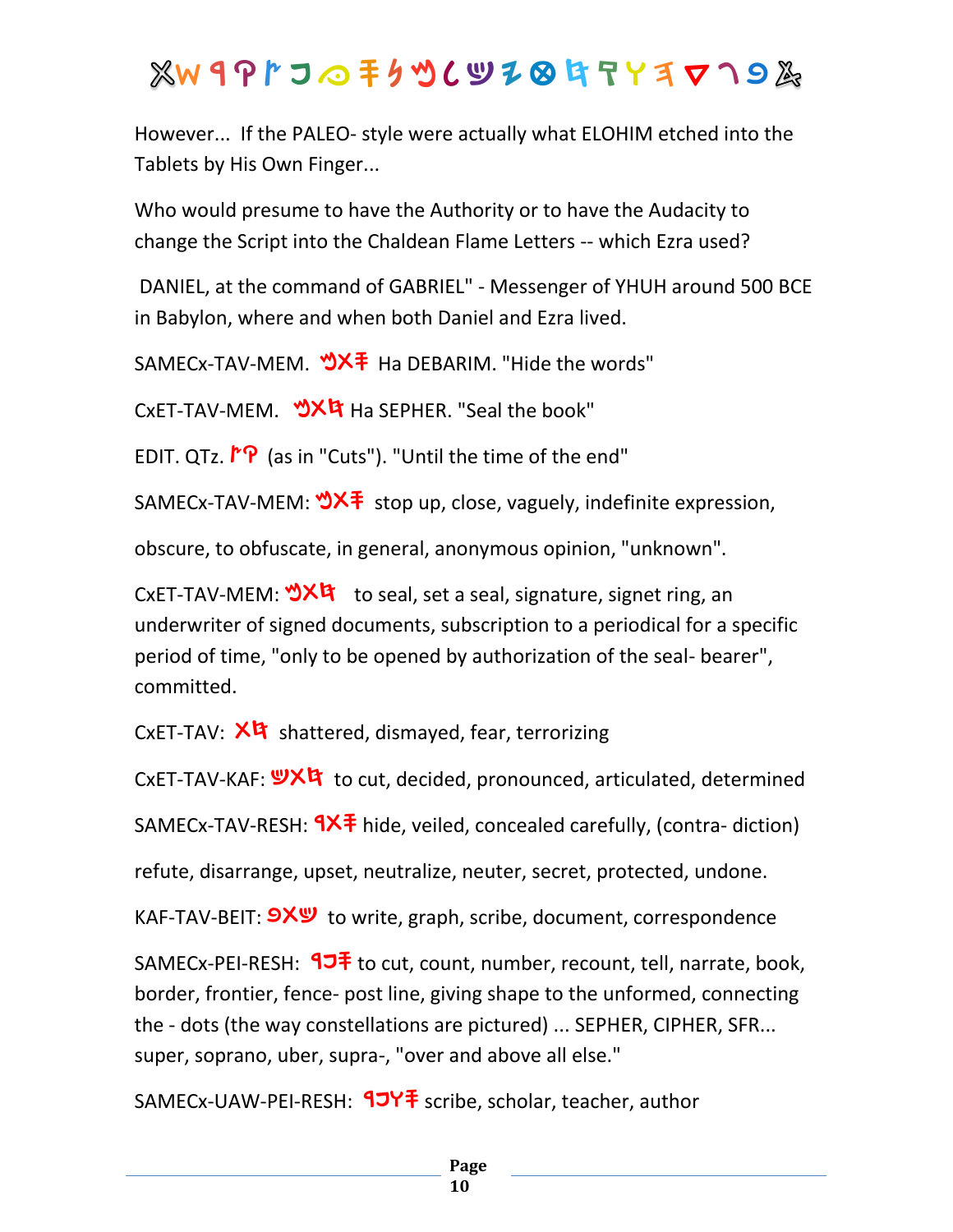However... If the PALEO- style were actually what ELOHIM etched into the Tablets by His Own Finger...

Who would presume to have the Authority or to have the Audacity to change the Script into the Chaldean Flame Letters -- which Ezra used?

DANIEL, at the command of GABRIEL" - Messenger of YHUH around 500 BCE in Babylon, where and when both Daniel and Ezra lived.

SAMECx-TAV-MEM. 𐤎𐤕𐤌 Ha DEBARIM. "Hide the words"

CxET-TAV-MEM. 𐤇𐤕𐤌 Ha SEPHER. "Seal the book"

EDIT. QTz. 𐤒𐤑 (as in "Cuts"). "Until the time of the end"

SAMECx-TAV-MEM: 𐤎𐤕𐤌 stop up, close, vaguely, indefinite expression,

obscure, to obfuscate, in general, anonymous opinion, "unknown".

CxET-TAV-MEM: 𐤇𐤕𐤌 to seal, set a seal, signature, signet ring, an underwriter of signed documents, subscription to a periodical for a specific period of time, "only to be opened by authorization of the seal- bearer", committed.

CxET-TAV: 𐤇𐤕 shattered, dismayed, fear, terrorizing

CxET-TAV-KAF: 𐤇𐤕𐤊 to cut, decided, pronounced, articulated, determined

SAMECx-TAV-RESH: 𐤎𐤕𐤓 hide, veiled, concealed carefully, (contra- diction)

refute, disarrange, upset, neutralize, neuter, secret, protected, undone.

KAF-TAV-BEIT: 𐤊𐤕𐤁 to write, graph, scribe, document, correspondence

SAMECx-PEI-RESH: 𐤎𐤐𐤓 to cut, count, number, recount, tell, narrate, book, border, frontier, fence- post line, giving shape to the unformed, connecting the - dots (the way constellations are pictured) ... SEPHER, CIPHER, SFR... super, soprano, uber, supra-, "over and above all else."

SAMECx-UAW-PEI-RESH: 𐤎𐤅𐤐𐤓 scribe, scholar, teacher, author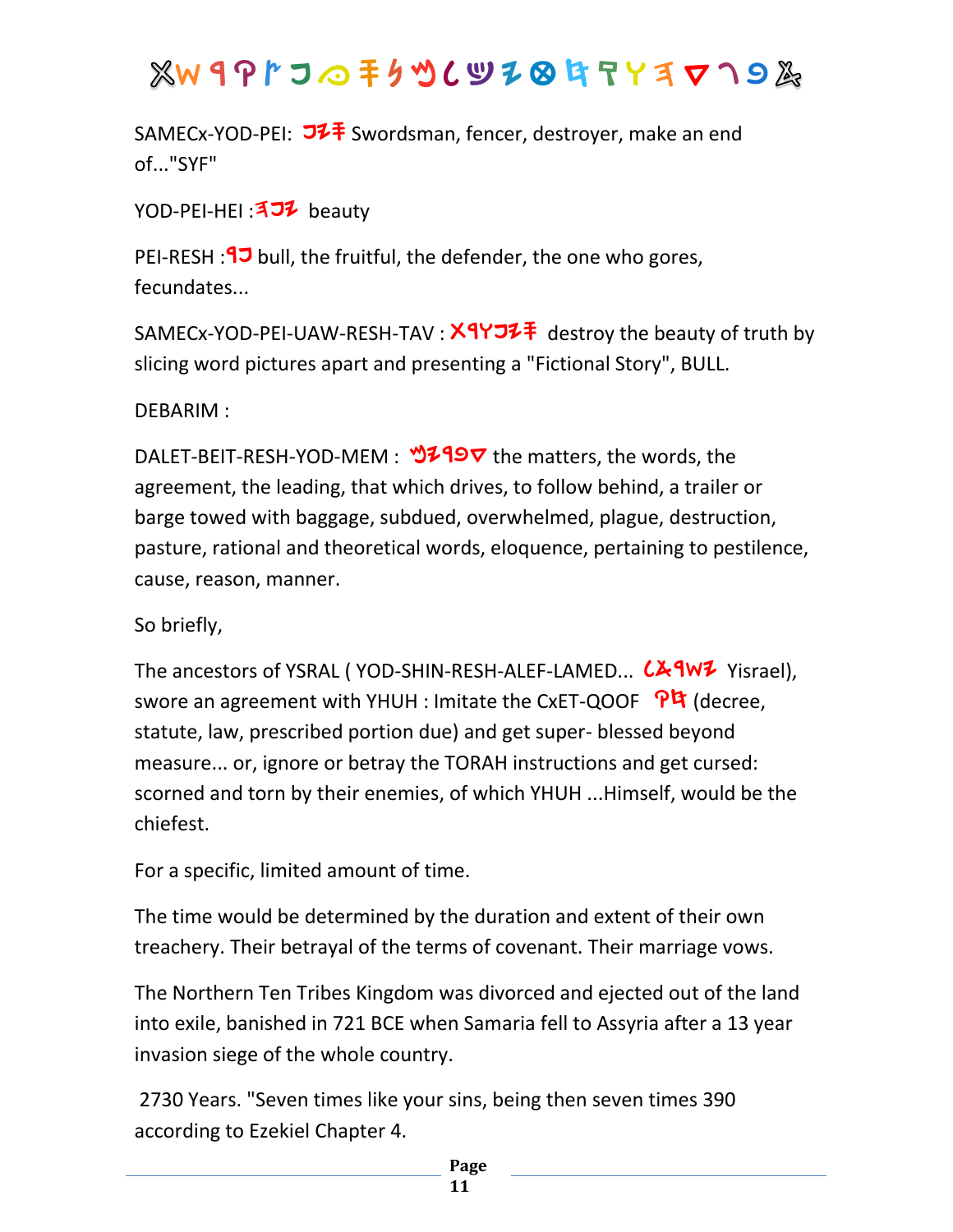SAMECx-YOD-PEI: 𐤎𐤉𐤐 Swordsman, fencer, destroyer, make an end of..."SYF"

YOD-PEI-HEI :𐤉𐤐𐤄 beauty

PEI-RESH :𐤐𐤓 bull, the fruitful, the defender, the one who gores, fecundates...

SAMECx-YOD-PEI-UAW-RESH-TAV : 𐤎𐤉𐤐𐤅𐤓𐤕 destroy the beauty of truth by slicing word pictures apart and presenting a "Fictional Story", BULL.

DEBARIM :

DALET-BEIT-RESH-YOD-MEM : 𐤃𐤁𐤓𐤉𐤌 the matters, the words, the agreement, the leading, that which drives, to follow behind, a trailer or barge towed with baggage, subdued, overwhelmed, plague, destruction, pasture, rational and theoretical words, eloquence, pertaining to pestilence, cause, reason, manner.

So briefly,

The ancestors of YSRAL ( YOD-SHIN-RESH-ALEF-LAMED... 𐤉𐤔𐤓𐤀𐤋 Yisrael), swore an agreement with YHUH : Imitate the CxET-QOOF 𐤇𐤒 (decree, statute, law, prescribed portion due) and get super- blessed beyond measure... or, ignore or betray the TORAH instructions and get cursed: scorned and torn by their enemies, of which YHUH ...Himself, would be the chiefest.

For a specific, limited amount of time.

The time would be determined by the duration and extent of their own treachery. Their betrayal of the terms of covenant. Their marriage vows.

The Northern Ten Tribes Kingdom was divorced and ejected out of the land into exile, banished in 721 BCE when Samaria fell to Assyria after a 13 year invasion siege of the whole country.

2730 Years. "Seven times like your sins, being then seven times 390 according to Ezekiel Chapter 4.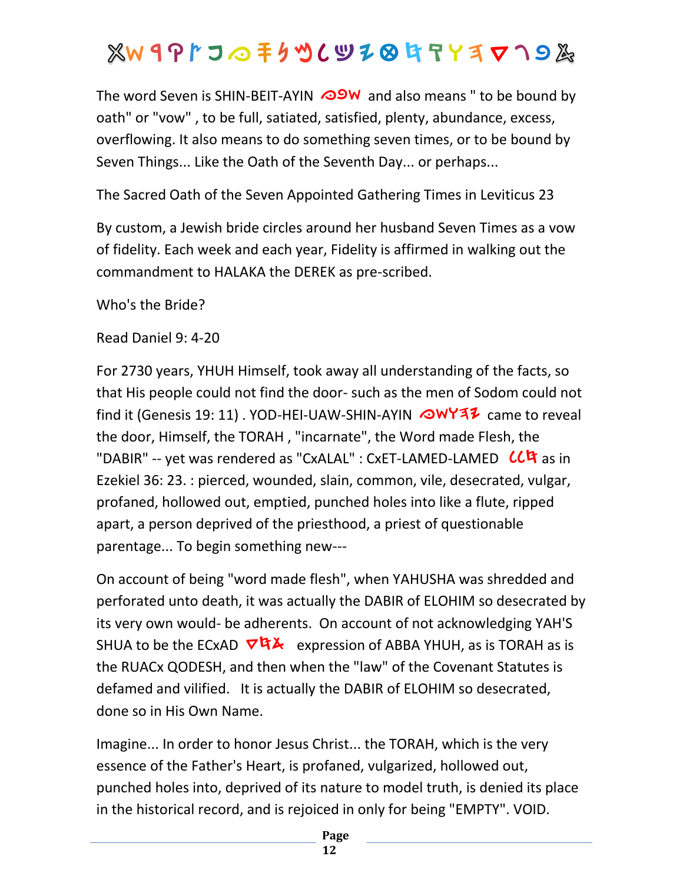The word Seven is SHIN-BEIT-AYIN 𐤏𐤁𐤔 and also means " to be bound by oath" or "vow" , to be full, satiated, satisfied, plenty, abundance, excess, overflowing. It also means to do something seven times, or to be bound by Seven Things... Like the Oath of the Seventh Day... or perhaps...

The Sacred Oath of the Seven Appointed Gathering Times in Leviticus 23

By custom, a Jewish bride circles around her husband Seven Times as a vow of fidelity. Each week and each year, Fidelity is affirmed in walking out the commandment to HALAKA the DEREK as pre-scribed.

Who's the Bride?

Read Daniel 9: 4-20

For 2730 years, YHUH Himself, took away all understanding of the facts, so that His people could not find the door- such as the men of Sodom could not find it (Genesis 19: 11) . YOD-HEI-UAW-SHIN-AYIN 𐤏𐤔𐤅𐤄𐤉 came to reveal the door, Himself, the TORAH , "incarnate", the Word made Flesh, the "DABIR" -- yet was rendered as "CxALAL" : CxET-LAMED-LAMED 𐤋𐤋𐤇 as in Ezekiel 36: 23. : pierced, wounded, slain, common, vile, desecrated, vulgar, profaned, hollowed out, emptied, punched holes into like a flute, ripped apart, a person deprived of the priesthood, a priest of questionable parentage... To begin something new---

On account of being "word made flesh", when YAHUSHA was shredded and perforated unto death, it was actually the DABIR of ELOHIM so desecrated by its very own would- be adherents. On account of not acknowledging YAH'S SHUA to be the ECxAD 𐤃𐤇𐤀 expression of ABBA YHUH, as is TORAH as is the RUACx QODESH, and then when the "law" of the Covenant Statutes is defamed and vilified. It is actually the DABIR of ELOHIM so desecrated, done so in His Own Name.

Imagine... In order to honor Jesus Christ... the TORAH, which is the very essence of the Father's Heart, is profaned, vulgarized, hollowed out, punched holes into, deprived of its nature to model truth, is denied its place in the historical record, and is rejoiced in only for being "EMPTY". VOID.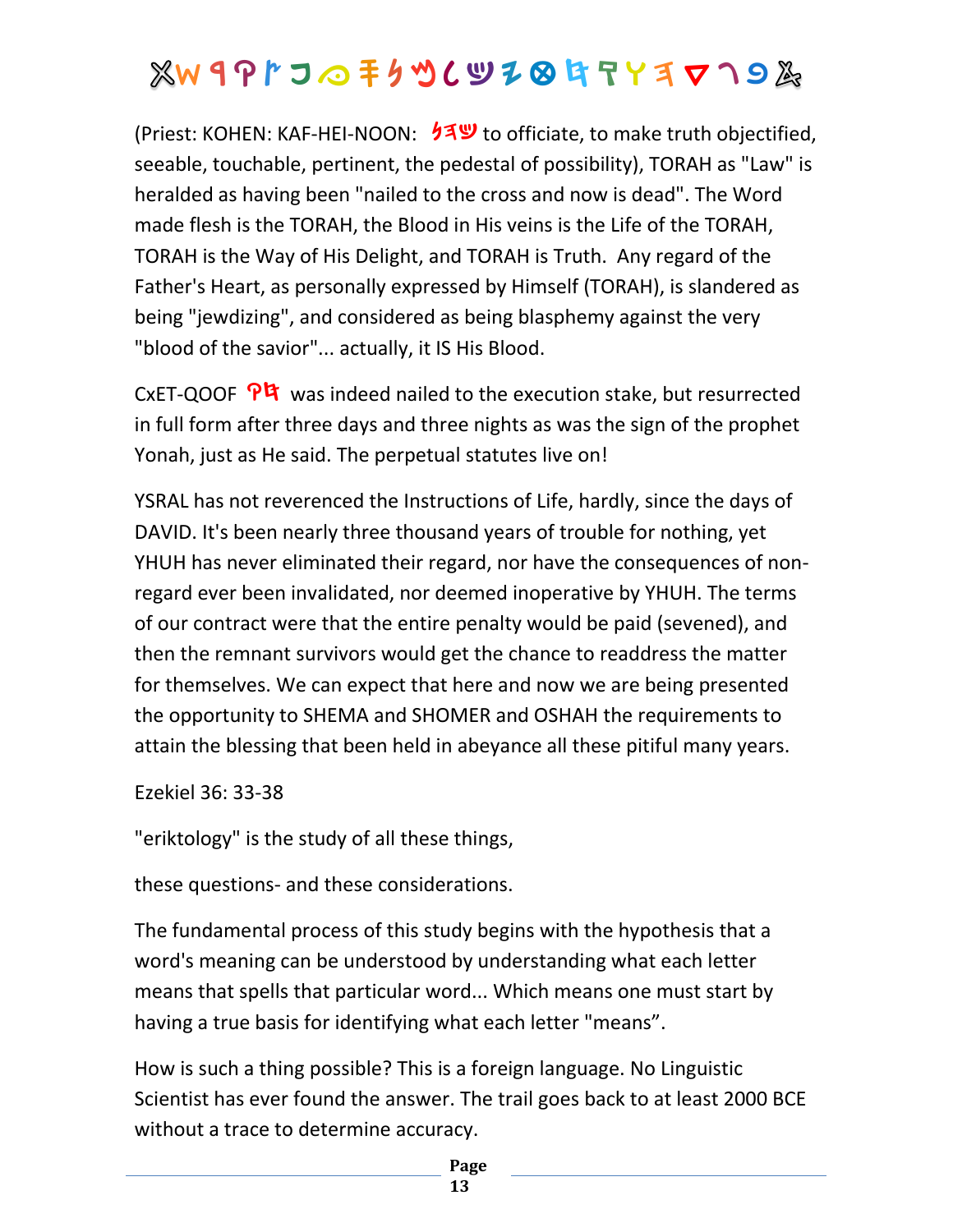(Priest: KOHEN: KAF-HEI-NOON: 𐤊𐤄𐤍 to officiate, to make truth objectified, seeable, touchable, pertinent, the pedestal of possibility), TORAH as "Law" is heralded as having been "nailed to the cross and now is dead". The Word made flesh is the TORAH, the Blood in His veins is the Life of the TORAH, TORAH is the Way of His Delight, and TORAH is Truth. Any regard of the Father's Heart, as personally expressed by Himself (TORAH), is slandered as being "jewdizing", and considered as being blasphemy against the very "blood of the savior"... actually, it IS His Blood.

CxET-QOOF 𐤇𐤒 was indeed nailed to the execution stake, but resurrected in full form after three days and three nights as was the sign of the prophet Yonah, just as He said. The perpetual statutes live on!

YSRAL has not reverenced the Instructions of Life, hardly, since the days of DAVID. It's been nearly three thousand years of trouble for nothing, yet YHUH has never eliminated their regard, nor have the consequences of non-regard ever been invalidated, nor deemed inoperative by YHUH. The terms of our contract were that the entire penalty would be paid (sevened), and then the remnant survivors would get the chance to readdress the matter for themselves. We can expect that here and now we are being presented the opportunity to SHEMA and SHOMER and OSHAH the requirements to attain the blessing that been held in abeyance all these pitiful many years.

Ezekiel 36: 33-38

"eriktology" is the study of all these things,

these questions- and these considerations.

The fundamental process of this study begins with the hypothesis that a word's meaning can be understood by understanding what each letter means that spells that particular word... Which means one must start by having a true basis for identifying what each letter "means".

How is such a thing possible? This is a foreign language. No Linguistic Scientist has ever found the answer. The trail goes back to at least 2000 BCE without a trace to determine accuracy.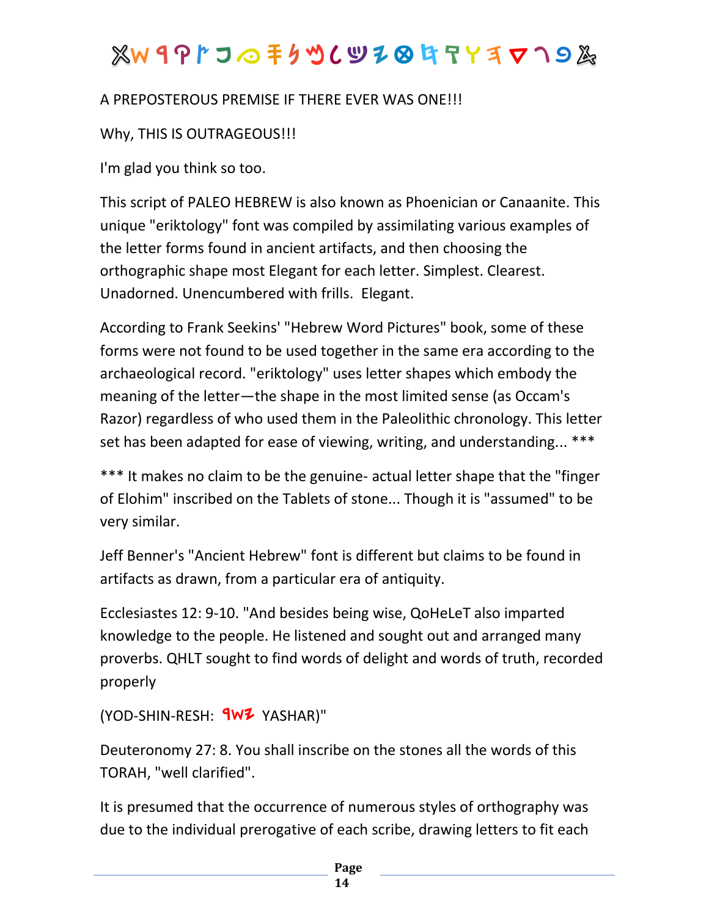A PREPOSTEROUS PREMISE IF THERE EVER WAS ONE!!!

Why, THIS IS OUTRAGEOUS!!!

I'm glad you think so too.

This script of PALEO HEBREW is also known as Phoenician or Canaanite. This unique "eriktology" font was compiled by assimilating various examples of the letter forms found in ancient artifacts, and then choosing the orthographic shape most Elegant for each letter. Simplest. Clearest. Unadorned. Unencumbered with frills. Elegant.

According to Frank Seekins' "Hebrew Word Pictures" book, some of these forms were not found to be used together in the same era according to the archaeological record. "eriktology" uses letter shapes which embody the meaning of the letter—the shape in the most limited sense (as Occam's Razor) regardless of who used them in the Paleolithic chronology. This letter set has been adapted for ease of viewing, writing, and understanding... ***

*** It makes no claim to be the genuine- actual letter shape that the "finger of Elohim" inscribed on the Tablets of stone... Though it is "assumed" to be very similar.

Jeff Benner's "Ancient Hebrew" font is different but claims to be found in artifacts as drawn, from a particular era of antiquity.

Ecclesiastes 12: 9-10. "And besides being wise, QoHeLeT also imparted knowledge to the people. He listened and sought out and arranged many proverbs. QHLT sought to find words of delight and words of truth, recorded properly

(YOD-SHIN-RESH: 𐤓𐤔𐤉 YASHAR)"

Deuteronomy 27: 8. You shall inscribe on the stones all the words of this TORAH, "well clarified".

It is presumed that the occurrence of numerous styles of orthography was due to the individual prerogative of each scribe, drawing letters to fit each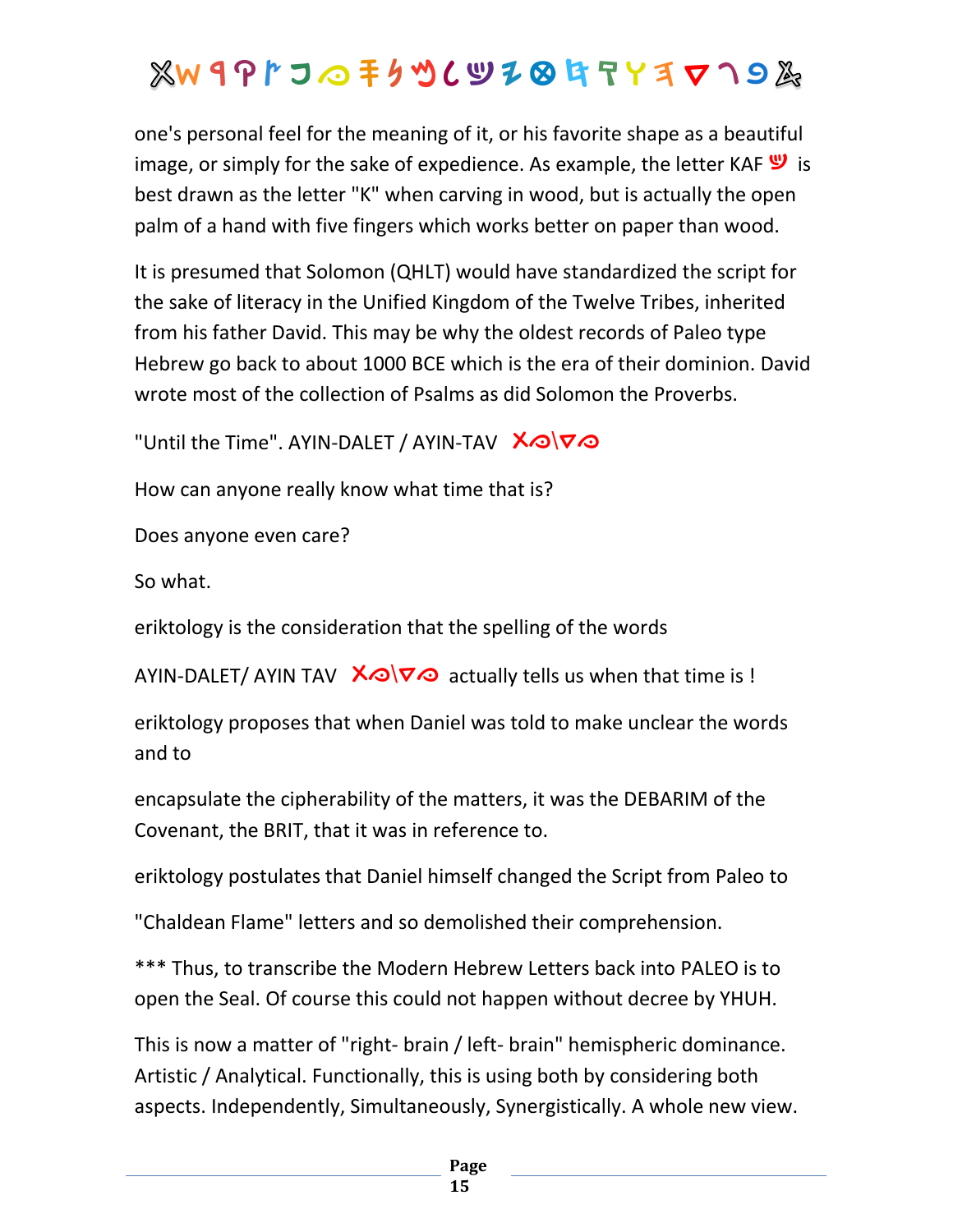one's personal feel for the meaning of it, or his favorite shape as a beautiful image, or simply for the sake of expedience. As example, the letter KAF 𐤊 is best drawn as the letter "K" when carving in wood, but is actually the open palm of a hand with five fingers which works better on paper than wood.

It is presumed that Solomon (QHLT) would have standardized the script for the sake of literacy in the Unified Kingdom of the Twelve Tribes, inherited from his father David. This may be why the oldest records of Paleo type Hebrew go back to about 1000 BCE which is the era of their dominion. David wrote most of the collection of Psalms as did Solomon the Proverbs.

"Until the Time". AYIN-DALET / AYIN-TAV 𐤕𐤏\𐤃𐤏

How can anyone really know what time that is?

Does anyone even care?

So what.

eriktology is the consideration that the spelling of the words

AYIN-DALET/ AYIN TAV 𐤕𐤏\𐤃𐤏 actually tells us when that time is !

eriktology proposes that when Daniel was told to make unclear the words and to

encapsulate the cipherability of the matters, it was the DEBARIM of the Covenant, the BRIT, that it was in reference to.

eriktology postulates that Daniel himself changed the Script from Paleo to

"Chaldean Flame" letters and so demolished their comprehension.

*** Thus, to transcribe the Modern Hebrew Letters back into PALEO is to open the Seal. Of course this could not happen without decree by YHUH.

This is now a matter of "right- brain / left- brain" hemispheric dominance. Artistic / Analytical. Functionally, this is using both by considering both aspects. Independently, Simultaneously, Synergistically. A whole new view.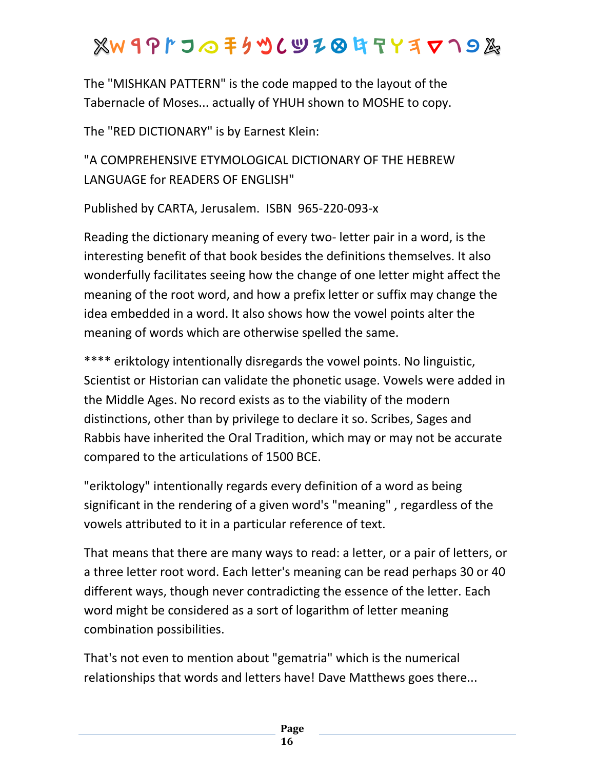The "MISHKAN PATTERN" is the code mapped to the layout of the Tabernacle of Moses... actually of YHUH shown to MOSHE to copy.

The "RED DICTIONARY" is by Earnest Klein:

"A COMPREHENSIVE ETYMOLOGICAL DICTIONARY OF THE HEBREW LANGUAGE for READERS OF ENGLISH"

Published by CARTA, Jerusalem.  ISBN  965-220-093-x

Reading the dictionary meaning of every two- letter pair in a word, is the interesting benefit of that book besides the definitions themselves. It also wonderfully facilitates seeing how the change of one letter might affect the meaning of the root word, and how a prefix letter or suffix may change the idea embedded in a word. It also shows how the vowel points alter the meaning of words which are otherwise spelled the same.

**** eriktology intentionally disregards the vowel points. No linguistic, Scientist or Historian can validate the phonetic usage. Vowels were added in the Middle Ages. No record exists as to the viability of the modern distinctions, other than by privilege to declare it so. Scribes, Sages and Rabbis have inherited the Oral Tradition, which may or may not be accurate compared to the articulations of 1500 BCE.

"eriktology" intentionally regards every definition of a word as being significant in the rendering of a given word's "meaning" , regardless of the vowels attributed to it in a particular reference of text.

That means that there are many ways to read: a letter, or a pair of letters, or a three letter root word. Each letter's meaning can be read perhaps 30 or 40 different ways, though never contradicting the essence of the letter. Each word might be considered as a sort of logarithm of letter meaning combination possibilities.

That's not even to mention about "gematria" which is the numerical relationships that words and letters have! Dave Matthews goes there...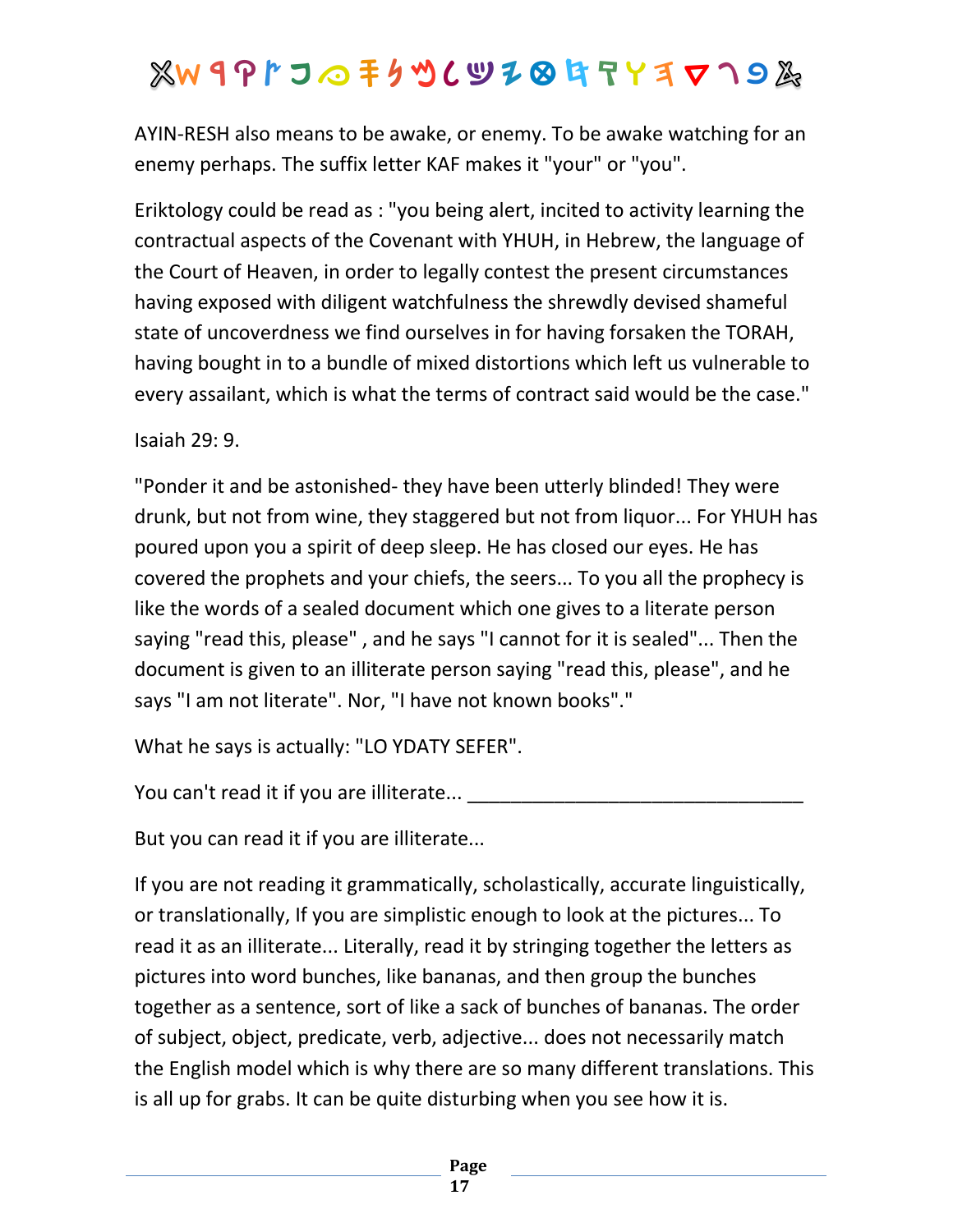AYIN-RESH also means to be awake, or enemy. To be awake watching for an enemy perhaps. The suffix letter KAF makes it "your" or "you".

Eriktology could be read as : "you being alert, incited to activity learning the contractual aspects of the Covenant with YHUH, in Hebrew, the language of the Court of Heaven, in order to legally contest the present circumstances having exposed with diligent watchfulness the shrewdly devised shameful state of uncoverdness we find ourselves in for having forsaken the TORAH, having bought in to a bundle of mixed distortions which left us vulnerable to every assailant, which is what the terms of contract said would be the case."

Isaiah 29: 9.

"Ponder it and be astonished- they have been utterly blinded! They were drunk, but not from wine, they staggered but not from liquor... For YHUH has poured upon you a spirit of deep sleep. He has closed our eyes. He has covered the prophets and your chiefs, the seers... To you all the prophecy is like the words of a sealed document which one gives to a literate person saying "read this, please" , and he says "I cannot for it is sealed"... Then the document is given to an illiterate person saying "read this, please", and he says "I am not literate". Nor, "I have not known books"."

What he says is actually: "LO YDATY SEFER".

You can't read it if you are illiterate... ______________________________

But you can read it if you are illiterate...

If you are not reading it grammatically, scholastically, accurate linguistically, or translationally, If you are simplistic enough to look at the pictures... To read it as an illiterate... Literally, read it by stringing together the letters as pictures into word bunches, like bananas, and then group the bunches together as a sentence, sort of like a sack of bunches of bananas. The order of subject, object, predicate, verb, adjective... does not necessarily match the English model which is why there are so many different translations. This is all up for grabs. It can be quite disturbing when you see how it is.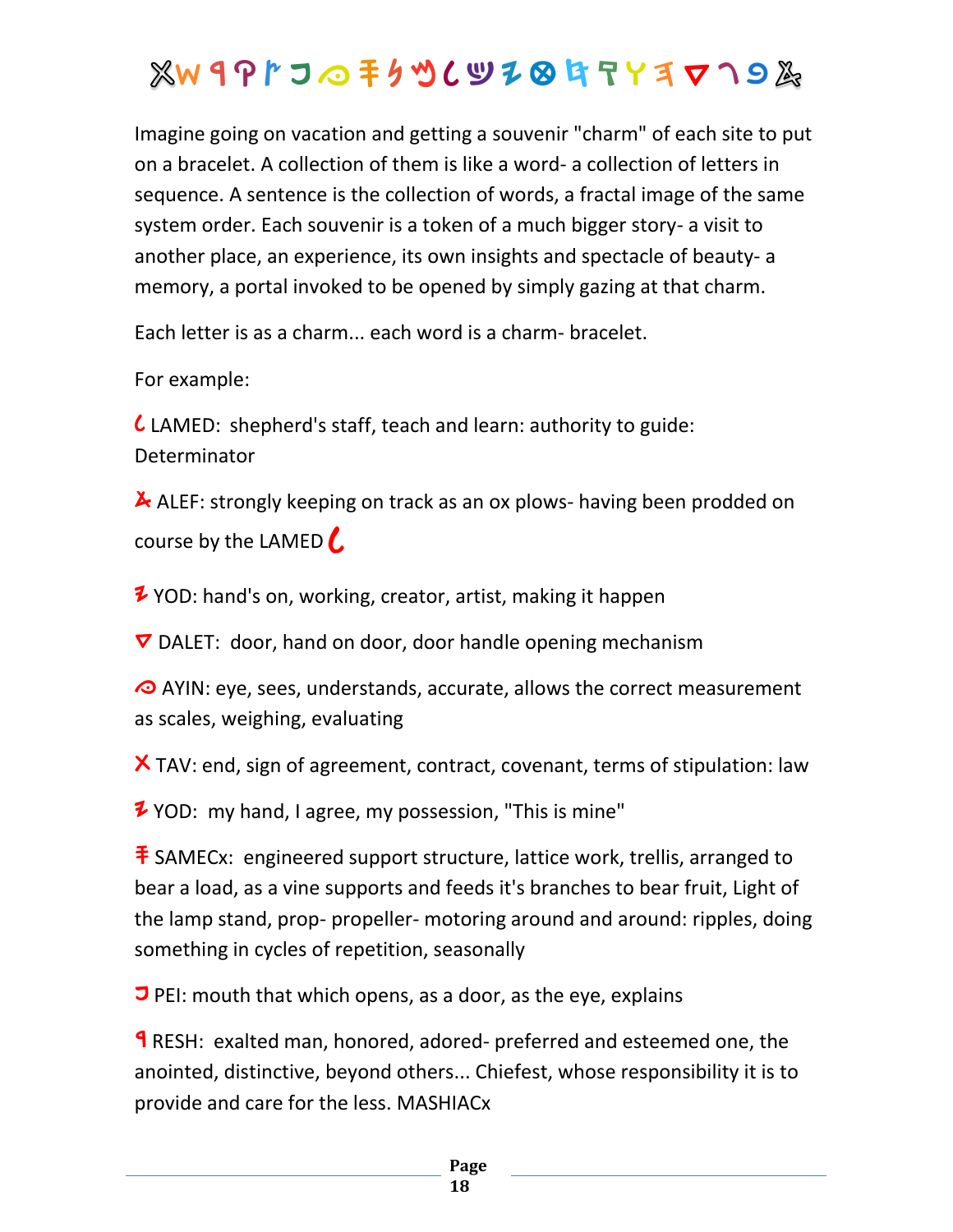Imagine going on vacation and getting a souvenir "charm" of each site to put on a bracelet. A collection of them is like a word- a collection of letters in sequence. A sentence is the collection of words, a fractal image of the same system order. Each souvenir is a token of a much bigger story- a visit to another place, an experience, its own insights and spectacle of beauty- a memory, a portal invoked to be opened by simply gazing at that charm.

Each letter is as a charm... each word is a charm- bracelet.

For example:

LAMED: shepherd's staff, teach and learn: authority to guide: Determinator

ALEF: strongly keeping on track as an ox plows- having been prodded on course by the LAMED

YOD: hand's on, working, creator, artist, making it happen

DALET: door, hand on door, door handle opening mechanism

AYIN: eye, sees, understands, accurate, allows the correct measurement as scales, weighing, evaluating

TAV: end, sign of agreement, contract, covenant, terms of stipulation: law

YOD: my hand, I agree, my possession, "This is mine"

SAMECx: engineered support structure, lattice work, trellis, arranged to bear a load, as a vine supports and feeds it's branches to bear fruit, Light of the lamp stand, prop- propeller- motoring around and around: ripples, doing something in cycles of repetition, seasonally

PEI: mouth that which opens, as a door, as the eye, explains

RESH: exalted man, honored, adored- preferred and esteemed one, the anointed, distinctive, beyond others... Chiefest, whose responsibility it is to provide and care for the less. MASHIACx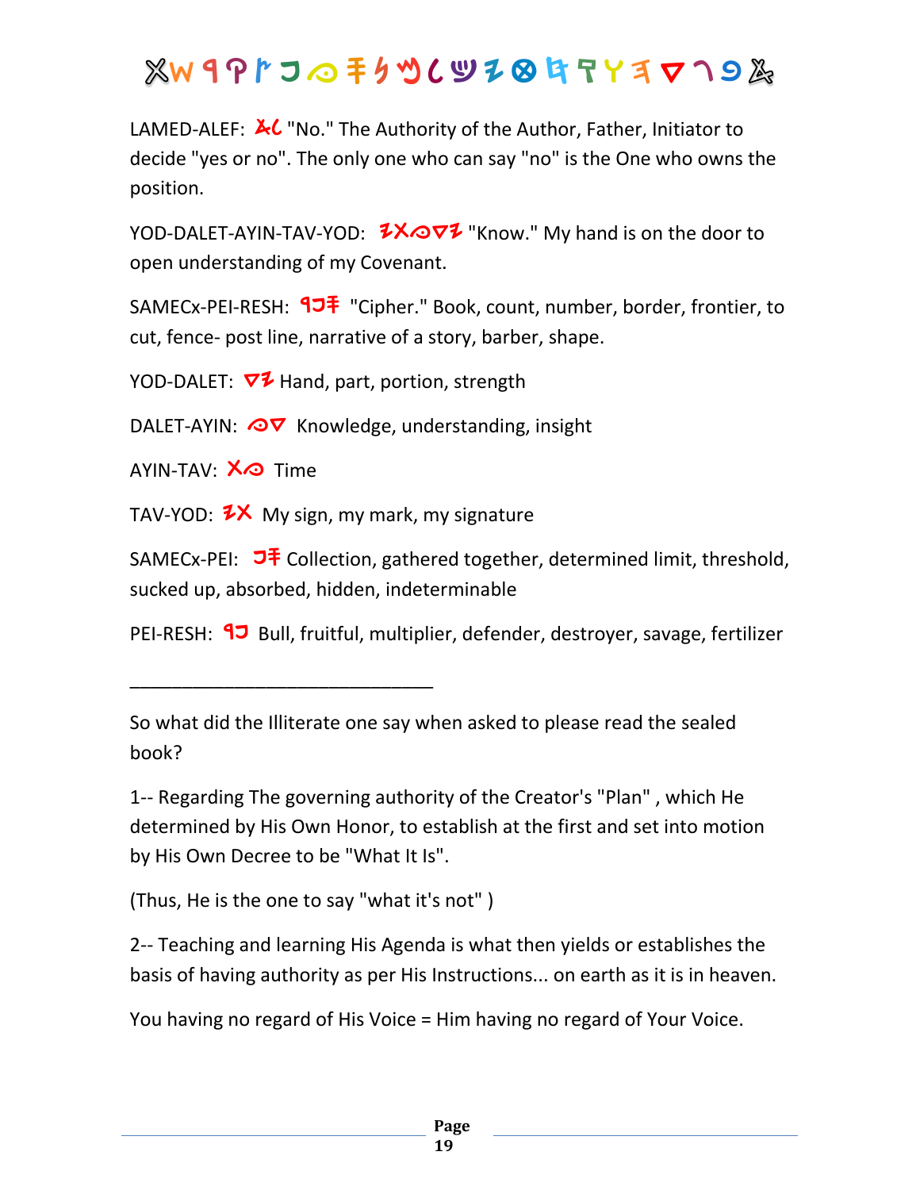LAMED-ALEF: 𐤀𐤋 "No." The Authority of the Author, Father, Initiator to decide "yes or no". The only one who can say "no" is the One who owns the position.

YOD-DALET-AYIN-TAV-YOD: 𐤉𐤃𐤏𐤕𐤉 "Know." My hand is on the door to open understanding of my Covenant.

SAMECx-PEI-RESH: 𐤎𐤐𐤓 "Cipher." Book, count, number, border, frontier, to cut, fence- post line, narrative of a story, barber, shape.

YOD-DALET: 𐤉𐤃 Hand, part, portion, strength

DALET-AYIN: 𐤃𐤏 Knowledge, understanding, insight

AYIN-TAV: 𐤏𐤕 Time

TAV-YOD: 𐤕𐤉 My sign, my mark, my signature

SAMECx-PEI: 𐤎𐤐 Collection, gathered together, determined limit, threshold, sucked up, absorbed, hidden, indeterminable

PEI-RESH: 𐤐𐤓 Bull, fruitful, multiplier, defender, destroyer, savage, fertilizer

______________________________

So what did the Illiterate one say when asked to please read the sealed book?

1-- Regarding The governing authority of the Creator's "Plan" , which He determined by His Own Honor, to establish at the first and set into motion by His Own Decree to be "What It Is".

(Thus, He is the one to say "what it's not" )

2-- Teaching and learning His Agenda is what then yields or establishes the basis of having authority as per His Instructions... on earth as it is in heaven.

You having no regard of His Voice = Him having no regard of Your Voice.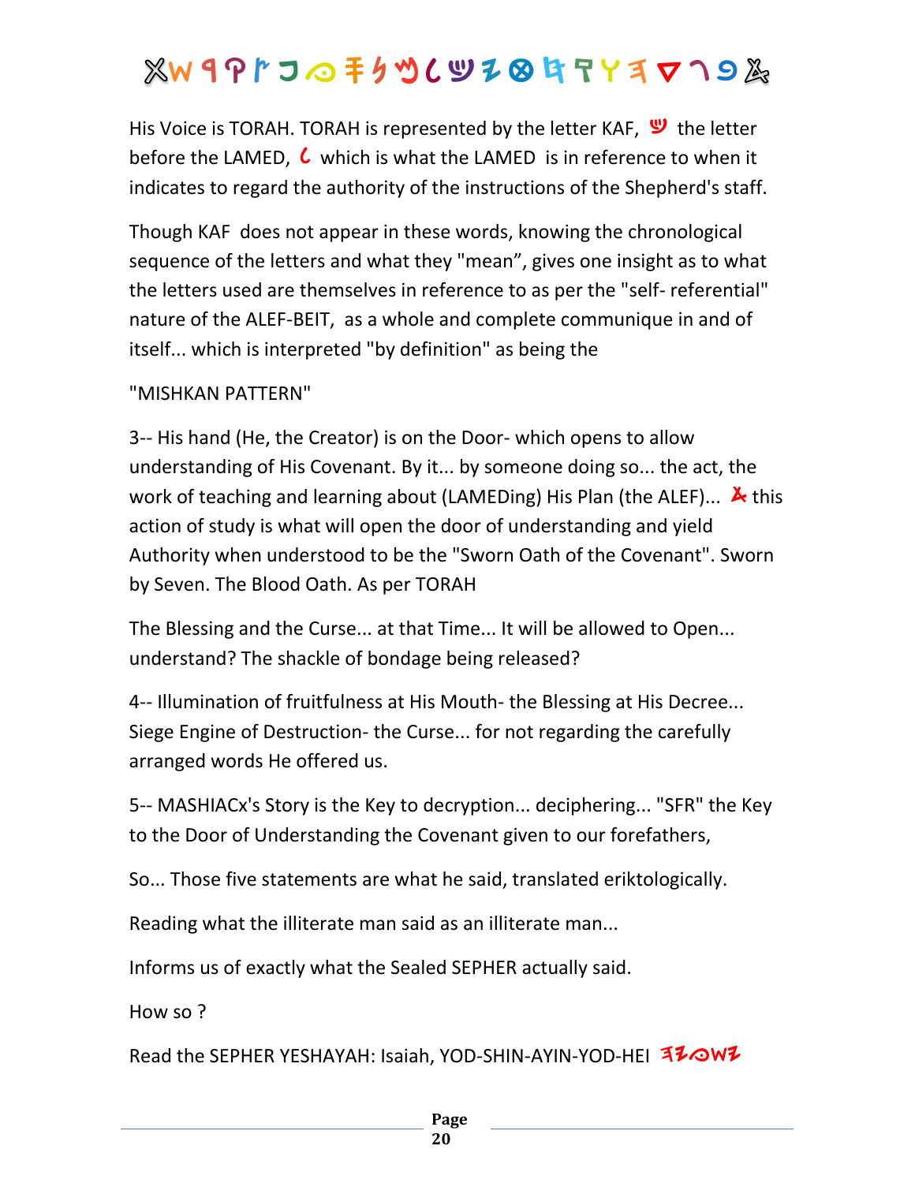His Voice is TORAH. TORAH is represented by the letter KAF, the letter before the LAMED, which is what the LAMED is in reference to when it indicates to regard the authority of the instructions of the Shepherd's staff.

Though KAF does not appear in these words, knowing the chronological sequence of the letters and what they "mean", gives one insight as to what the letters used are themselves in reference to as per the "self- referential" nature of the ALEF-BEIT, as a whole and complete communique in and of itself... which is interpreted "by definition" as being the

"MISHKAN PATTERN"

3-- His hand (He, the Creator) is on the Door- which opens to allow understanding of His Covenant. By it... by someone doing so... the act, the work of teaching and learning about (LAMEDing) His Plan (the ALEF)... this action of study is what will open the door of understanding and yield Authority when understood to be the "Sworn Oath of the Covenant". Sworn by Seven. The Blood Oath. As per TORAH

The Blessing and the Curse... at that Time... It will be allowed to Open... understand? The shackle of bondage being released?

4-- Illumination of fruitfulness at His Mouth- the Blessing at His Decree... Siege Engine of Destruction- the Curse... for not regarding the carefully arranged words He offered us.

5-- MASHIACx's Story is the Key to decryption... deciphering... "SFR" the Key to the Door of Understanding the Covenant given to our forefathers,

So... Those five statements are what he said, translated eriktologically.

Reading what the illiterate man said as an illiterate man...

Informs us of exactly what the Sealed SEPHER actually said.

How so ?

Read the SEPHER YESHAYAH: Isaiah, YOD-SHIN-AYIN-YOD-HEI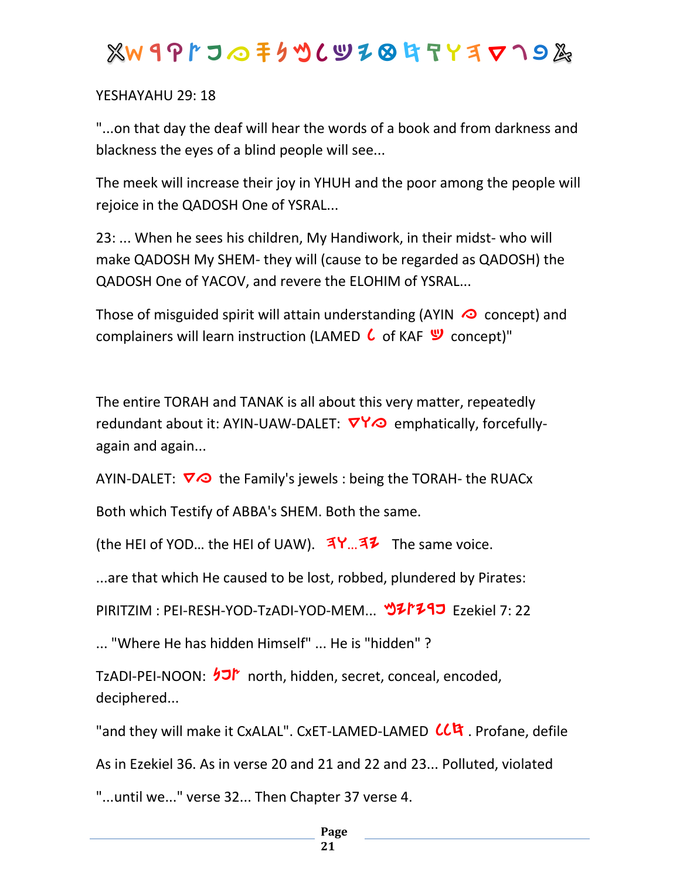YESHAYAHU 29: 18

"...on that day the deaf will hear the words of a book and from darkness and blackness the eyes of a blind people will see...

The meek will increase their joy in YHUH and the poor among the people will rejoice in the QADOSH One of YSRAL...

23: ... When he sees his children, My Handiwork, in their midst- who will make QADOSH My SHEM- they will (cause to be regarded as QADOSH) the QADOSH One of YACOV, and revere the ELOHIM of YSRAL...

Those of misguided spirit will attain understanding (AYIN concept) and complainers will learn instruction (LAMED of KAF concept)"

The entire TORAH and TANAK is all about this very matter, repeatedly redundant about it: AYIN-UAW-DALET: emphatically, forcefully- again and again...

AYIN-DALET: the Family's jewels : being the TORAH- the RUACx

Both which Testify of ABBA's SHEM. Both the same.

(the HEI of YOD... the HEI of UAW). ... The same voice.

...are that which He caused to be lost, robbed, plundered by Pirates:

PIRITZIM : PEI-RESH-YOD-TzADI-YOD-MEM... Ezekiel 7: 22

... "Where He has hidden Himself" ... He is "hidden" ?

TzADI-PEI-NOON: north, hidden, secret, conceal, encoded, deciphered...

"and they will make it CxALAL". CxET-LAMED-LAMED . Profane, defile

As in Ezekiel 36. As in verse 20 and 21 and 22 and 23... Polluted, violated

"...until we..." verse 32... Then Chapter 37 verse 4.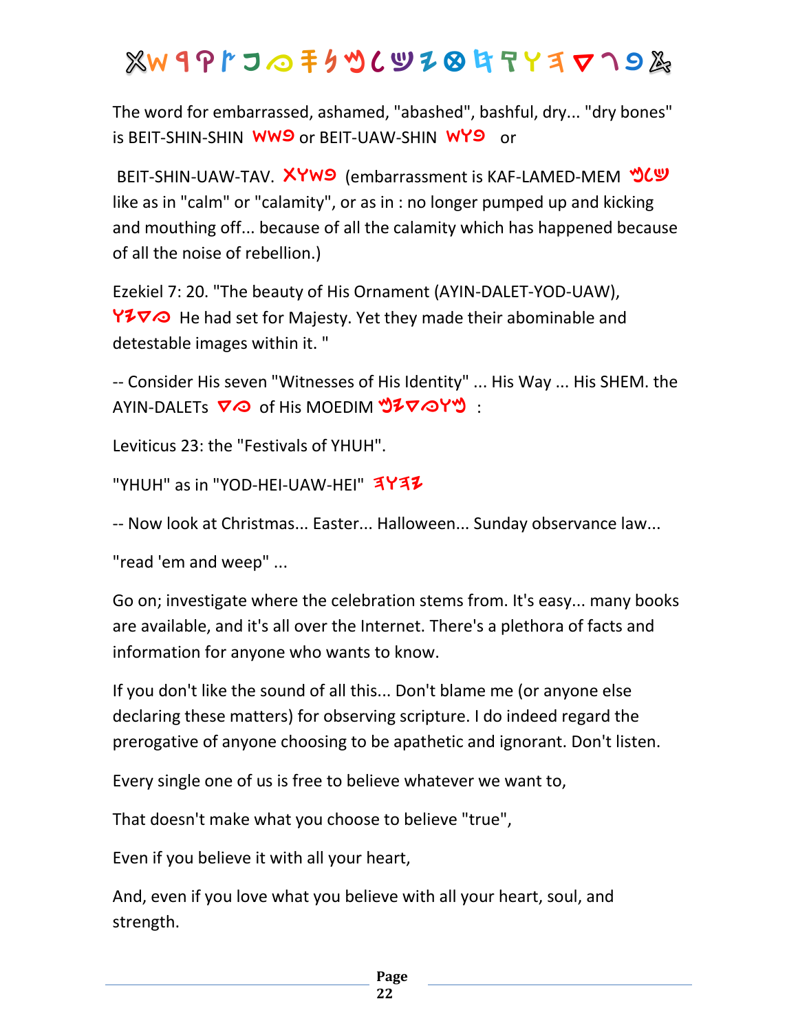The word for embarrassed, ashamed, "abashed", bashful, dry... "dry bones" is BEIT-SHIN-SHIN 𐤁𐤔𐤔 or BEIT-UAW-SHIN 𐤁𐤅𐤔 or

BEIT-SHIN-UAW-TAV. 𐤁𐤔𐤅𐤕 (embarrassment is KAF-LAMED-MEM 𐤊𐤋𐤌 like as in "calm" or "calamity", or as in : no longer pumped up and kicking and mouthing off... because of all the calamity which has happened because of all the noise of rebellion.)

Ezekiel 7: 20. "The beauty of His Ornament (AYIN-DALET-YOD-UAW), 𐤏𐤃𐤉𐤅 He had set for Majesty. Yet they made their abominable and detestable images within it. "

-- Consider His seven "Witnesses of His Identity" ... His Way ... His SHEM. the AYIN-DALETs 𐤏𐤃 of His MOEDIM 𐤌𐤅𐤏𐤃𐤉𐤌 :

Leviticus 23: the "Festivals of YHUH".

"YHUH" as in "YOD-HEI-UAW-HEI" 𐤉𐤄𐤅𐤄

-- Now look at Christmas... Easter... Halloween... Sunday observance law...

"read 'em and weep" ...

Go on; investigate where the celebration stems from. It's easy... many books are available, and it's all over the Internet. There's a plethora of facts and information for anyone who wants to know.

If you don't like the sound of all this... Don't blame me (or anyone else declaring these matters) for observing scripture. I do indeed regard the prerogative of anyone choosing to be apathetic and ignorant. Don't listen.

Every single one of us is free to believe whatever we want to,

That doesn't make what you choose to believe "true",

Even if you believe it with all your heart,

And, even if you love what you believe with all your heart, soul, and strength.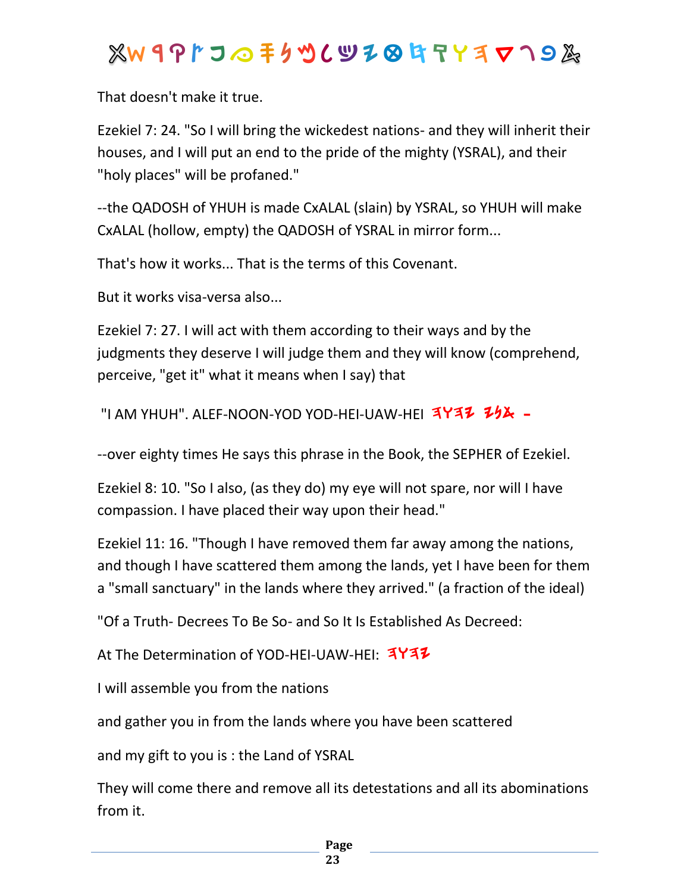That doesn't make it true.

Ezekiel 7: 24. "So I will bring the wickedest nations- and they will inherit their houses, and I will put an end to the pride of the mighty (YSRAL), and their "holy places" will be profaned."

--the QADOSH of YHUH is made CxALAL (slain) by YSRAL, so YHUH will make CxALAL (hollow, empty) the QADOSH of YSRAL in mirror form...

That's how it works... That is the terms of this Covenant.

But it works visa-versa also...

Ezekiel 7: 27. I will act with them according to their ways and by the judgments they deserve I will judge them and they will know (comprehend, perceive, "get it" what it means when I say) that

"I AM YHUH". ALEF-NOON-YOD YOD-HEI-UAW-HEI 𐤉𐤄𐤅𐤄 𐤀𐤍𐤉 -

--over eighty times He says this phrase in the Book, the SEPHER of Ezekiel.

Ezekiel 8: 10. "So I also, (as they do) my eye will not spare, nor will I have compassion. I have placed their way upon their head."

Ezekiel 11: 16. "Though I have removed them far away among the nations, and though I have scattered them among the lands, yet I have been for them a "small sanctuary" in the lands where they arrived." (a fraction of the ideal)

"Of a Truth- Decrees To Be So- and So It Is Established As Decreed:

At The Determination of YOD-HEI-UAW-HEI: 𐤉𐤄𐤅𐤄

I will assemble you from the nations

and gather you in from the lands where you have been scattered

and my gift to you is : the Land of YSRAL

They will come there and remove all its detestations and all its abominations from it.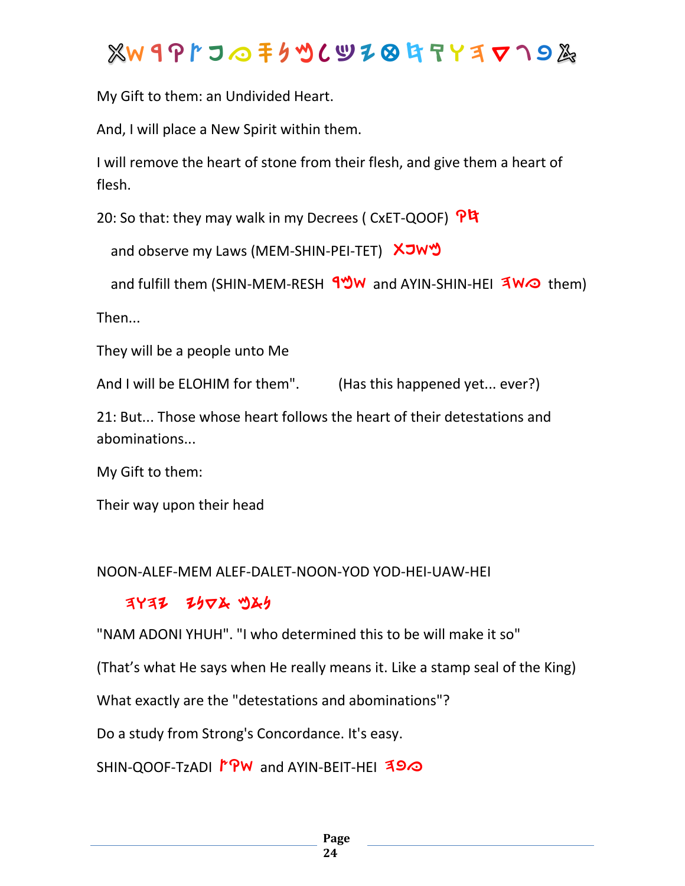My Gift to them: an Undivided Heart.

And, I will place a New Spirit within them.

I will remove the heart of stone from their flesh, and give them a heart of flesh.

20: So that: they may walk in my Decrees ( CxET-QOOF)

and observe my Laws (MEM-SHIN-PEI-TET)

and fulfill them (SHIN-MEM-RESH and AYIN-SHIN-HEI them)

Then...

They will be a people unto Me

And I will be ELOHIM for them". (Has this happened yet... ever?)

21: But... Those whose heart follows the heart of their detestations and abominations...

My Gift to them:

Their way upon their head

NOON-ALEF-MEM ALEF-DALET-NOON-YOD YOD-HEI-UAW-HEI

"NAM ADONI YHUH". "I who determined this to be will make it so"

(That's what He says when He really means it. Like a stamp seal of the King)

What exactly are the "detestations and abominations"?

Do a study from Strong's Concordance. It's easy.

SHIN-QOOF-TzADI and AYIN-BEIT-HEI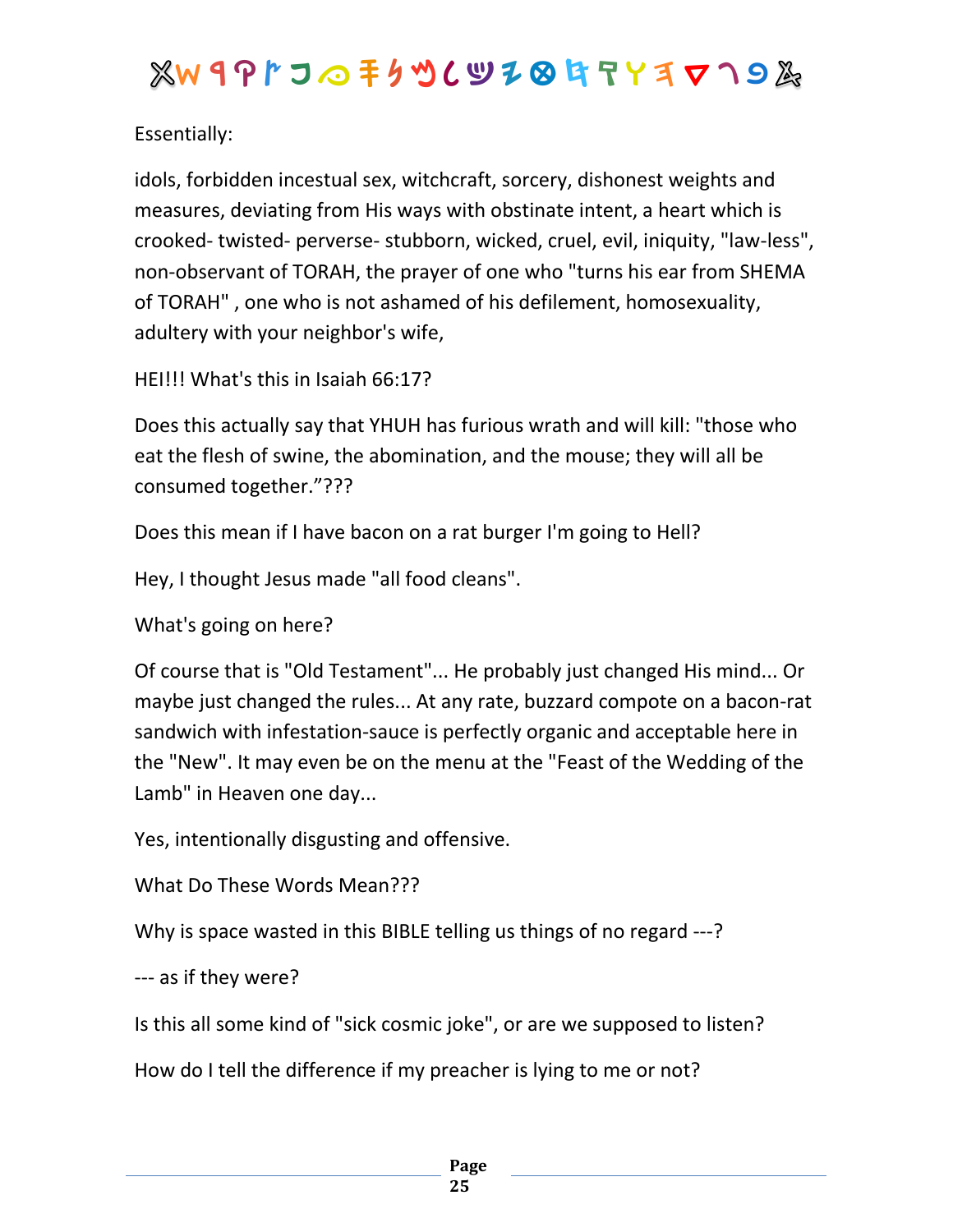Essentially:

idols, forbidden incestual sex, witchcraft, sorcery, dishonest weights and measures, deviating from His ways with obstinate intent, a heart which is crooked- twisted- perverse- stubborn, wicked, cruel, evil, iniquity, "law-less", non-observant of TORAH, the prayer of one who "turns his ear from SHEMA of TORAH" , one who is not ashamed of his defilement, homosexuality, adultery with your neighbor's wife,

HEI!!! What's this in Isaiah 66:17?

Does this actually say that YHUH has furious wrath and will kill: "those who eat the flesh of swine, the abomination, and the mouse; they will all be consumed together.”???

Does this mean if I have bacon on a rat burger I'm going to Hell?

Hey, I thought Jesus made "all food cleans".

What's going on here?

Of course that is "Old Testament"... He probably just changed His mind... Or maybe just changed the rules... At any rate, buzzard compote on a bacon-rat sandwich with infestation-sauce is perfectly organic and acceptable here in the "New". It may even be on the menu at the "Feast of the Wedding of the Lamb" in Heaven one day...

Yes, intentionally disgusting and offensive.

What Do These Words Mean???

Why is space wasted in this BIBLE telling us things of no regard ---?

--- as if they were?

Is this all some kind of "sick cosmic joke", or are we supposed to listen?

How do I tell the difference if my preacher is lying to me or not?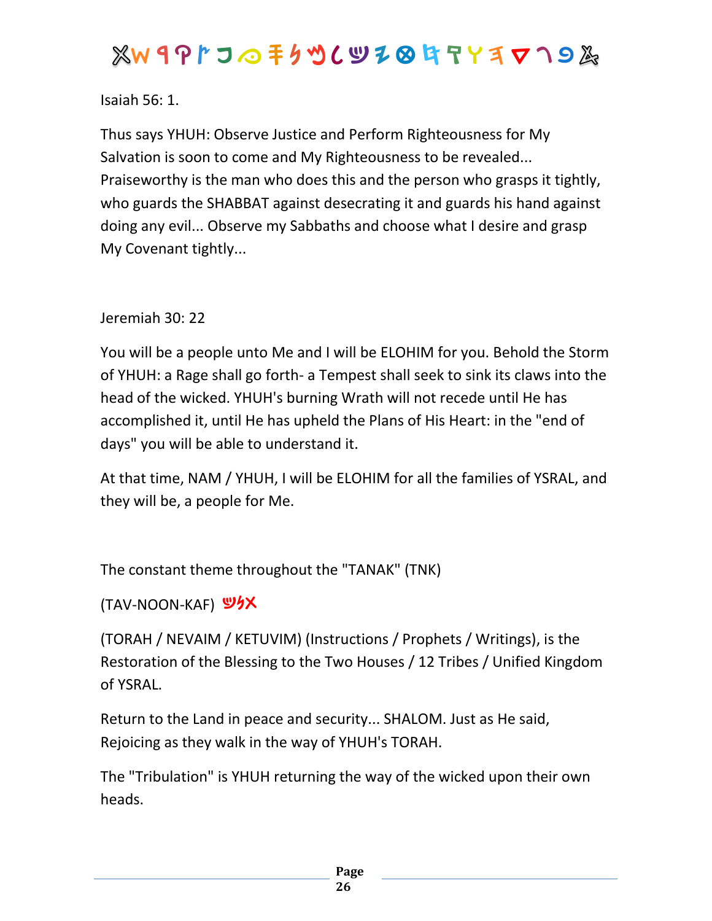Isaiah 56: 1.

Thus says YHUH: Observe Justice and Perform Righteousness for My Salvation is soon to come and My Righteousness to be revealed... Praiseworthy is the man who does this and the person who grasps it tightly, who guards the SHABBAT against desecrating it and guards his hand against doing any evil... Observe my Sabbaths and choose what I desire and grasp My Covenant tightly...

Jeremiah 30: 22

You will be a people unto Me and I will be ELOHIM for you. Behold the Storm of YHUH: a Rage shall go forth- a Tempest shall seek to sink its claws into the head of the wicked. YHUH's burning Wrath will not recede until He has accomplished it, until He has upheld the Plans of His Heart: in the "end of days" you will be able to understand it.

At that time, NAM / YHUH, I will be ELOHIM for all the families of YSRAL, and they will be, a people for Me.

The constant theme throughout the "TANAK" (TNK)

(TAV-NOON-KAF)

(TORAH / NEVAIM / KETUVIM) (Instructions / Prophets / Writings), is the Restoration of the Blessing to the Two Houses / 12 Tribes / Unified Kingdom of YSRAL.

Return to the Land in peace and security... SHALOM. Just as He said, Rejoicing as they walk in the way of YHUH's TORAH.

The "Tribulation" is YHUH returning the way of the wicked upon their own heads.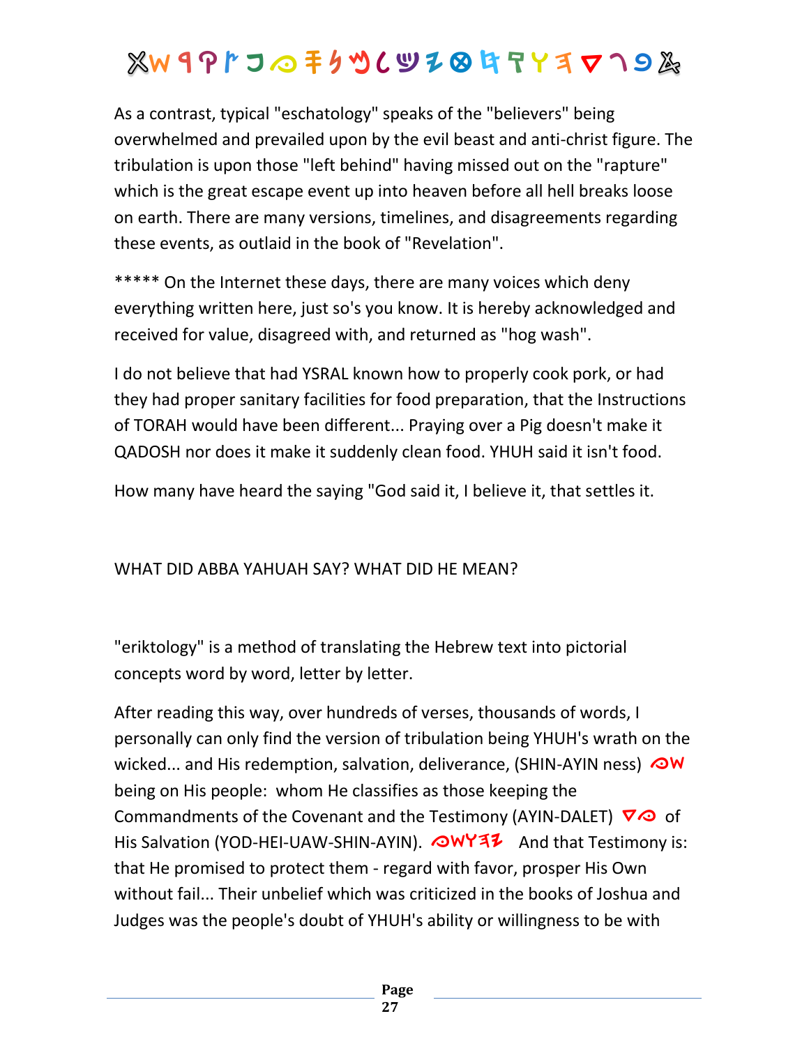As a contrast, typical "eschatology" speaks of the "believers" being overwhelmed and prevailed upon by the evil beast and anti-christ figure. The tribulation is upon those "left behind" having missed out on the "rapture" which is the great escape event up into heaven before all hell breaks loose on earth. There are many versions, timelines, and disagreements regarding these events, as outlaid in the book of "Revelation".

***** On the Internet these days, there are many voices which deny everything written here, just so's you know. It is hereby acknowledged and received for value, disagreed with, and returned as "hog wash".

I do not believe that had YSRAL known how to properly cook pork, or had they had proper sanitary facilities for food preparation, that the Instructions of TORAH would have been different... Praying over a Pig doesn't make it QADOSH nor does it make it suddenly clean food. YHUH said it isn't food.

How many have heard the saying "God said it, I believe it, that settles it.

WHAT DID ABBA YAHUAH SAY? WHAT DID HE MEAN?

"eriktology" is a method of translating the Hebrew text into pictorial concepts word by word, letter by letter.

After reading this way, over hundreds of verses, thousands of words, I personally can only find the version of tribulation being YHUH's wrath on the wicked... and His redemption, salvation, deliverance, (SHIN-AYIN ness) being on His people: whom He classifies as those keeping the Commandments of the Covenant and the Testimony (AYIN-DALET) of His Salvation (YOD-HEI-UAW-SHIN-AYIN). And that Testimony is: that He promised to protect them - regard with favor, prosper His Own without fail... Their unbelief which was criticized in the books of Joshua and Judges was the people's doubt of YHUH's ability or willingness to be with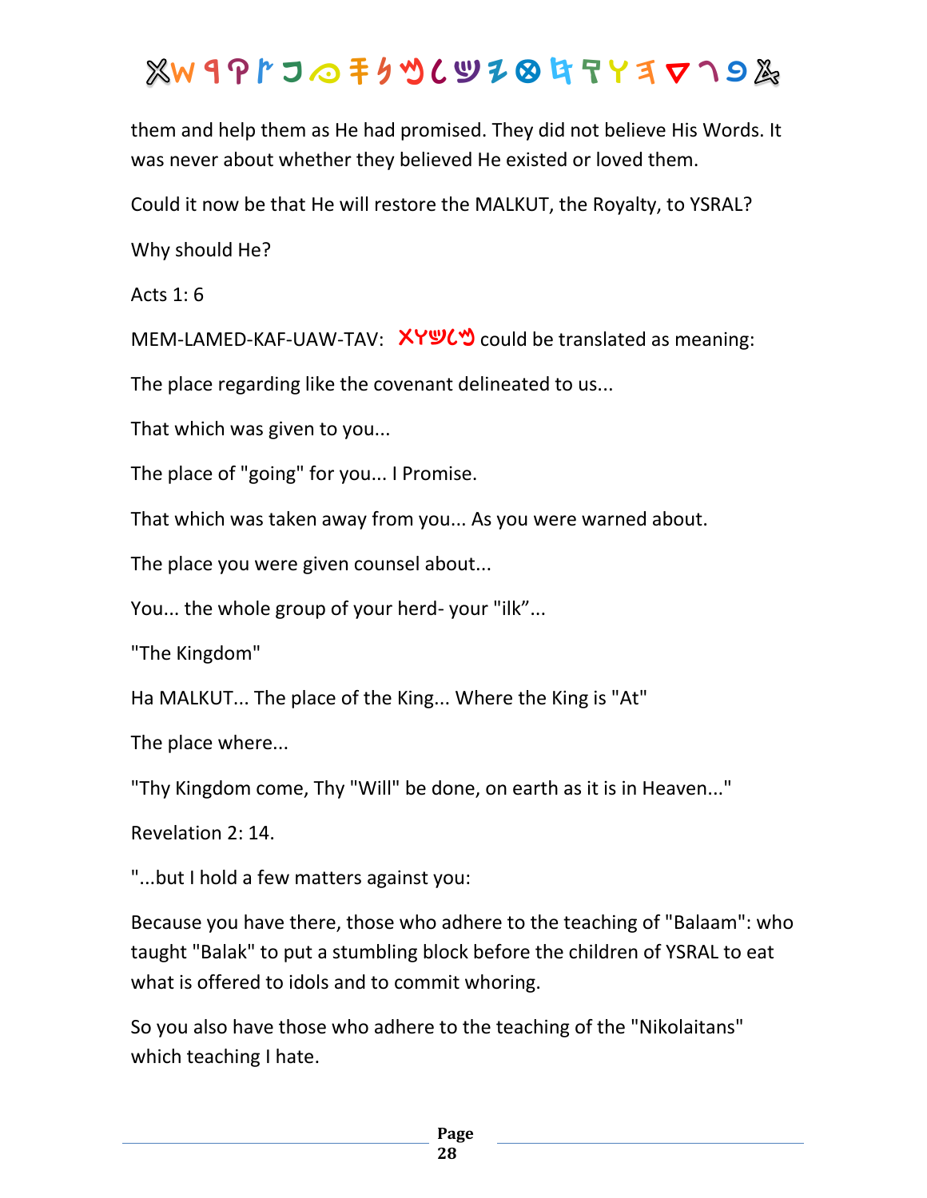them and help them as He had promised. They did not believe His Words. It was never about whether they believed He existed or loved them.

Could it now be that He will restore the MALKUT, the Royalty, to YSRAL?

Why should He?

Acts 1: 6

MEM-LAMED-KAF-UAW-TAV: 𐤕𐤅𐤊𐤋𐤌 could be translated as meaning:

The place regarding like the covenant delineated to us...

That which was given to you...

The place of "going" for you... I Promise.

That which was taken away from you... As you were warned about.

The place you were given counsel about...

You... the whole group of your herd- your "ilk”...

"The Kingdom"

Ha MALKUT... The place of the King... Where the King is "At"

The place where...

"Thy Kingdom come, Thy "Will" be done, on earth as it is in Heaven..."

Revelation 2: 14.

"...but I hold a few matters against you:

Because you have there, those who adhere to the teaching of "Balaam": who taught "Balak" to put a stumbling block before the children of YSRAL to eat what is offered to idols and to commit whoring.

So you also have those who adhere to the teaching of the "Nikolaitans" which teaching I hate.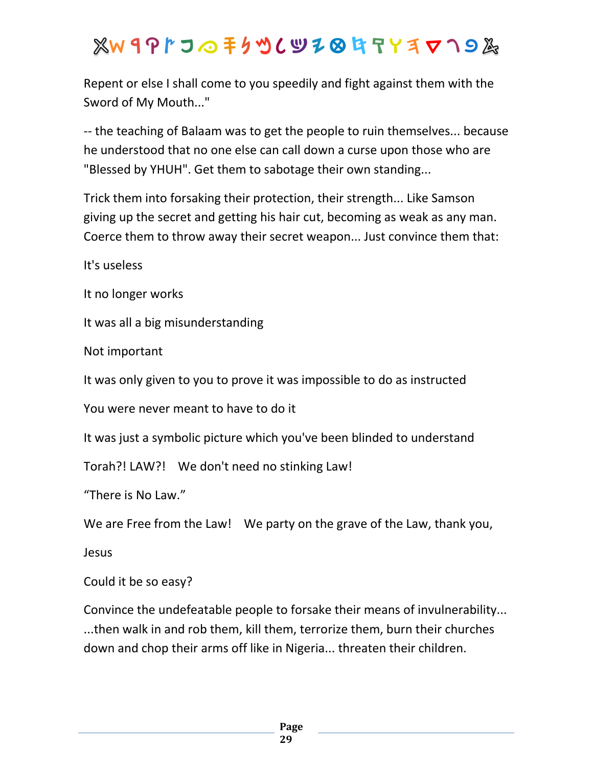Repent or else I shall come to you speedily and fight against them with the Sword of My Mouth..."

-- the teaching of Balaam was to get the people to ruin themselves... because he understood that no one else can call down a curse upon those who are "Blessed by YHUH". Get them to sabotage their own standing...

Trick them into forsaking their protection, their strength... Like Samson giving up the secret and getting his hair cut, becoming as weak as any man. Coerce them to throw away their secret weapon... Just convince them that:

It's useless

It no longer works

It was all a big misunderstanding

Not important

It was only given to you to prove it was impossible to do as instructed

You were never meant to have to do it

It was just a symbolic picture which you've been blinded to understand

Torah?! LAW?!    We don't need no stinking Law!

"There is No Law."

We are Free from the Law!    We party on the grave of the Law, thank you,

Jesus

Could it be so easy?

Convince the undefeatable people to forsake their means of invulnerability... ...then walk in and rob them, kill them, terrorize them, burn their churches down and chop their arms off like in Nigeria... threaten their children.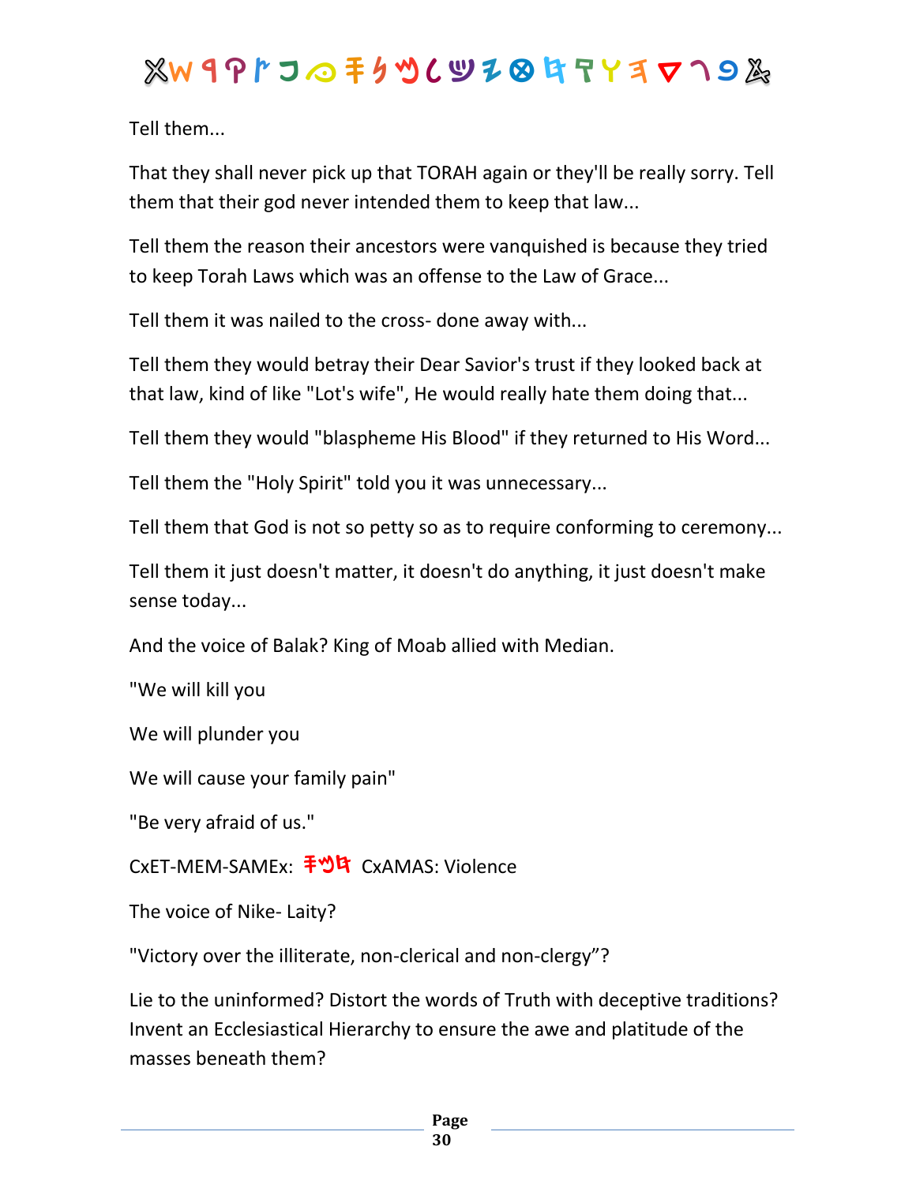Tell them...

That they shall never pick up that TORAH again or they'll be really sorry. Tell them that their god never intended them to keep that law...

Tell them the reason their ancestors were vanquished is because they tried to keep Torah Laws which was an offense to the Law of Grace...

Tell them it was nailed to the cross- done away with...

Tell them they would betray their Dear Savior's trust if they looked back at that law, kind of like "Lot's wife", He would really hate them doing that...

Tell them they would "blaspheme His Blood" if they returned to His Word...

Tell them the "Holy Spirit" told you it was unnecessary...

Tell them that God is not so petty so as to require conforming to ceremony...

Tell them it just doesn't matter, it doesn't do anything, it just doesn't make sense today...

And the voice of Balak? King of Moab allied with Median.

"We will kill you

We will plunder you

We will cause your family pain"

"Be very afraid of us."

CxET-MEM-SAMEx: 𐤎𐤌𐤇 CxAMAS: Violence

The voice of Nike- Laity?

"Victory over the illiterate, non-clerical and non-clergy"?

Lie to the uninformed? Distort the words of Truth with deceptive traditions? Invent an Ecclesiastical Hierarchy to ensure the awe and platitude of the masses beneath them?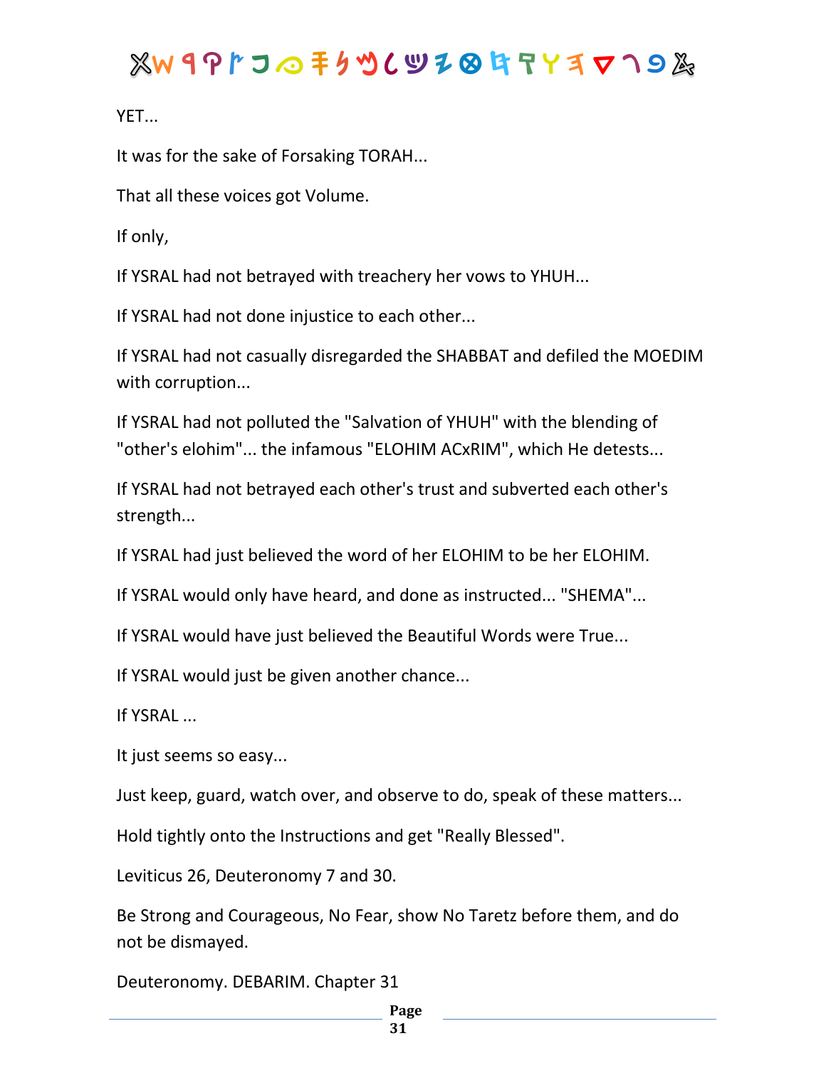YET...

It was for the sake of Forsaking TORAH...

That all these voices got Volume.

If only,

If YSRAL had not betrayed with treachery her vows to YHUH...

If YSRAL had not done injustice to each other...

If YSRAL had not casually disregarded the SHABBAT and defiled the MOEDIM with corruption...

If YSRAL had not polluted the "Salvation of YHUH" with the blending of "other's elohim"... the infamous "ELOHIM ACxRIM", which He detests...

If YSRAL had not betrayed each other's trust and subverted each other's strength...

If YSRAL had just believed the word of her ELOHIM to be her ELOHIM.

If YSRAL would only have heard, and done as instructed... "SHEMA"...

If YSRAL would have just believed the Beautiful Words were True...

If YSRAL would just be given another chance...

If YSRAL ...

It just seems so easy...

Just keep, guard, watch over, and observe to do, speak of these matters...

Hold tightly onto the Instructions and get "Really Blessed".

Leviticus 26, Deuteronomy 7 and 30.

Be Strong and Courageous, No Fear, show No Taretz before them, and do not be dismayed.

Deuteronomy. DEBARIM. Chapter 31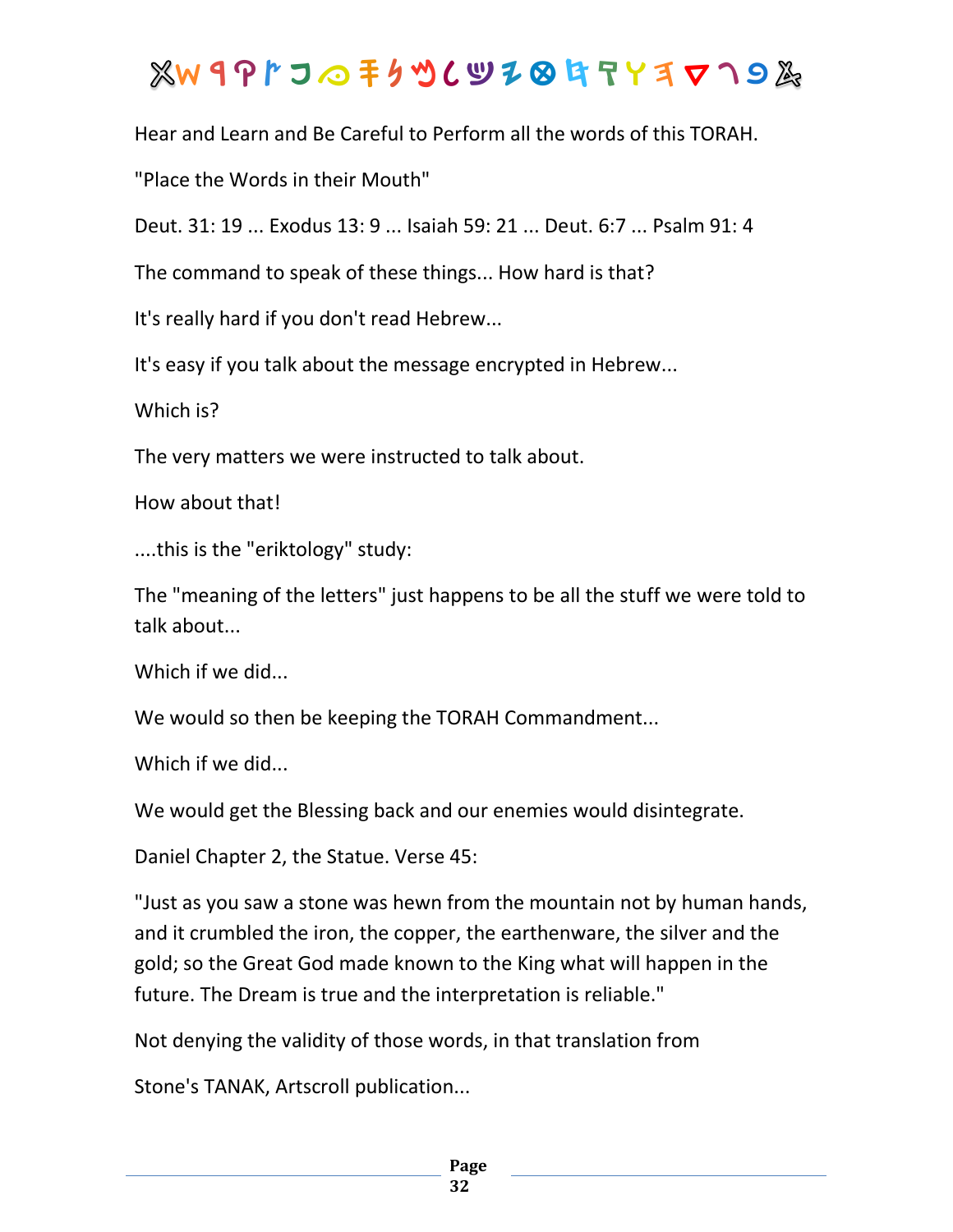Hear and Learn and Be Careful to Perform all the words of this TORAH.

"Place the Words in their Mouth"

Deut. 31: 19 ... Exodus 13: 9 ... Isaiah 59: 21 ... Deut. 6:7 ... Psalm 91: 4

The command to speak of these things... How hard is that?

It's really hard if you don't read Hebrew...

It's easy if you talk about the message encrypted in Hebrew...

Which is?

The very matters we were instructed to talk about.

How about that!

....this is the "eriktology" study:

The "meaning of the letters" just happens to be all the stuff we were told to talk about...

Which if we did...

We would so then be keeping the TORAH Commandment...

Which if we did...

We would get the Blessing back and our enemies would disintegrate.

Daniel Chapter 2, the Statue. Verse 45:

"Just as you saw a stone was hewn from the mountain not by human hands, and it crumbled the iron, the copper, the earthenware, the silver and the gold; so the Great God made known to the King what will happen in the future. The Dream is true and the interpretation is reliable."

Not denying the validity of those words, in that translation from

Stone's TANAK, Artscroll publication...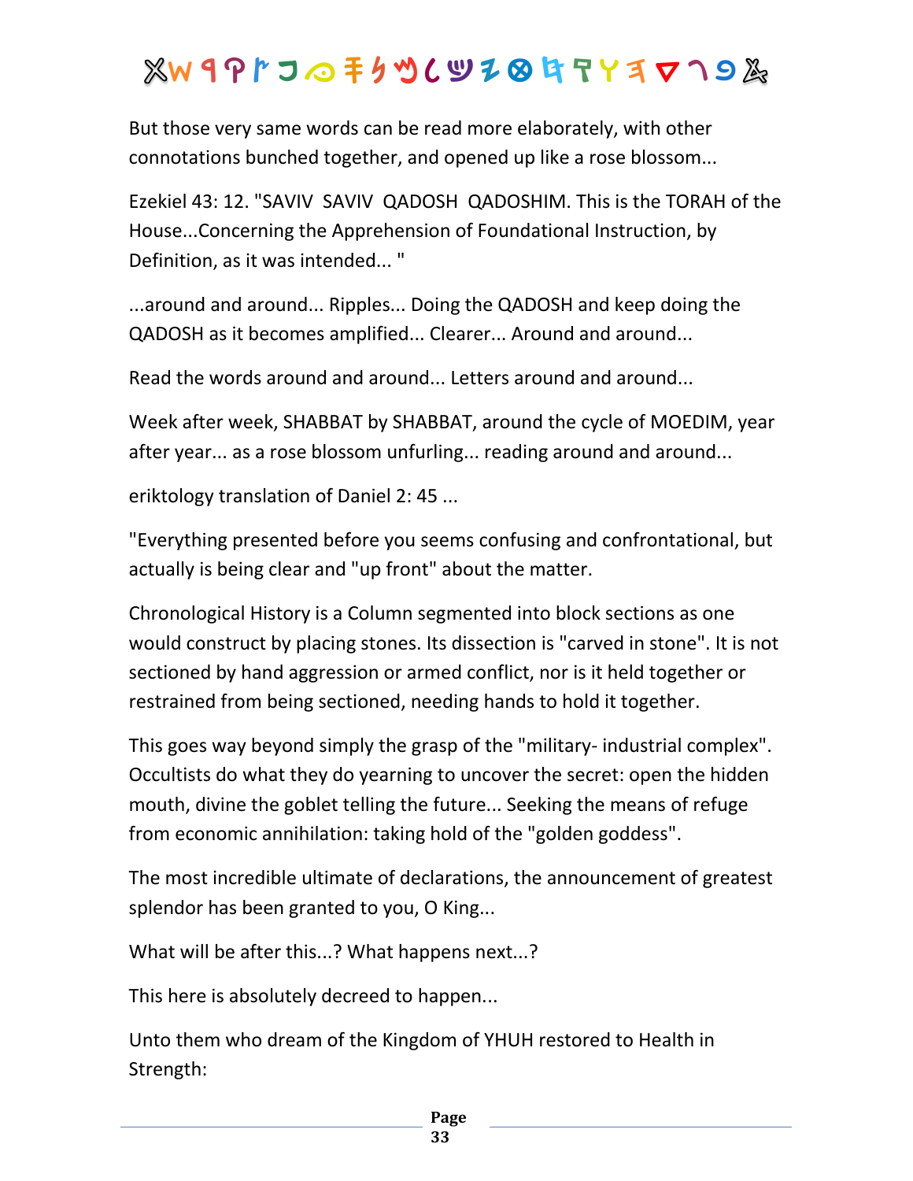But those very same words can be read more elaborately, with other connotations bunched together, and opened up like a rose blossom...

Ezekiel 43: 12. "SAVIV SAVIV QADOSH QADOSHIM. This is the TORAH of the House...Concerning the Apprehension of Foundational Instruction, by Definition, as it was intended... "

...around and around... Ripples... Doing the QADOSH and keep doing the QADOSH as it becomes amplified... Clearer... Around and around...

Read the words around and around... Letters around and around...

Week after week, SHABBAT by SHABBAT, around the cycle of MOEDIM, year after year... as a rose blossom unfurling... reading around and around...

eriktology translation of Daniel 2: 45 ...

"Everything presented before you seems confusing and confrontational, but actually is being clear and "up front" about the matter.

Chronological History is a Column segmented into block sections as one would construct by placing stones. Its dissection is "carved in stone". It is not sectioned by hand aggression or armed conflict, nor is it held together or restrained from being sectioned, needing hands to hold it together.

This goes way beyond simply the grasp of the "military- industrial complex". Occultists do what they do yearning to uncover the secret: open the hidden mouth, divine the goblet telling the future... Seeking the means of refuge from economic annihilation: taking hold of the "golden goddess".

The most incredible ultimate of declarations, the announcement of greatest splendor has been granted to you, O King...

What will be after this...? What happens next...?

This here is absolutely decreed to happen...

Unto them who dream of the Kingdom of YHUH restored to Health in Strength: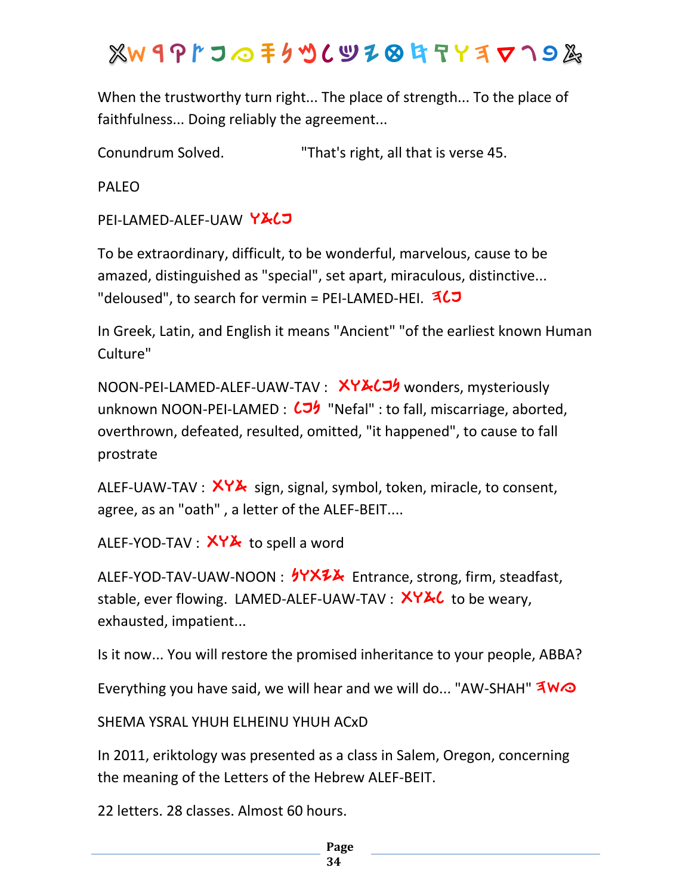When the trustworthy turn right... The place of strength... To the place of faithfulness... Doing reliably the agreement...

Conundrum Solved. "That's right, all that is verse 45.

PALEO

PEI-LAMED-ALEF-UAW

To be extraordinary, difficult, to be wonderful, marvelous, cause to be amazed, distinguished as "special", set apart, miraculous, distinctive... "deloused", to search for vermin = PEI-LAMED-HEI.

In Greek, Latin, and English it means "Ancient" "of the earliest known Human Culture"

NOON-PEI-LAMED-ALEF-UAW-TAV : wonders, mysteriously unknown NOON-PEI-LAMED : "Nefal" : to fall, miscarriage, aborted, overthrown, defeated, resulted, omitted, "it happened", to cause to fall prostrate

ALEF-UAW-TAV : sign, signal, symbol, token, miracle, to consent, agree, as an "oath" , a letter of the ALEF-BEIT....

ALEF-YOD-TAV : to spell a word

ALEF-YOD-TAV-UAW-NOON : Entrance, strong, firm, steadfast, stable, ever flowing. LAMED-ALEF-UAW-TAV : to be weary, exhausted, impatient...

Is it now... You will restore the promised inheritance to your people, ABBA?

Everything you have said, we will hear and we will do... "AW-SHAH"

SHEMA YSRAL YHUH ELHEINU YHUH ACxD

In 2011, eriktology was presented as a class in Salem, Oregon, concerning the meaning of the Letters of the Hebrew ALEF-BEIT.

22 letters. 28 classes. Almost 60 hours.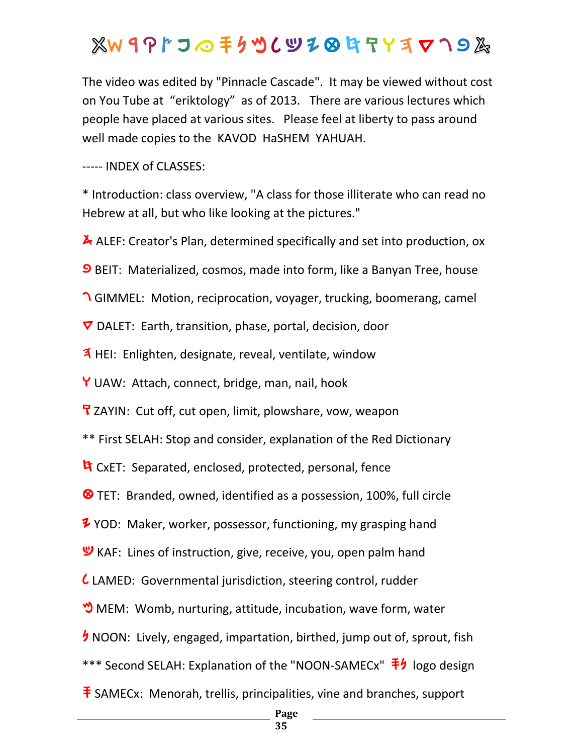The video was edited by "Pinnacle Cascade". It may be viewed without cost on You Tube at "eriktology" as of 2013. There are various lectures which people have placed at various sites. Please feel at liberty to pass around well made copies to the KAVOD HaSHEM YAHUAH.

----- INDEX of CLASSES:

* Introduction: class overview, "A class for those illiterate who can read no Hebrew at all, but who like looking at the pictures."

ALEF: Creator's Plan, determined specifically and set into production, ox

BEIT: Materialized, cosmos, made into form, like a Banyan Tree, house

GIMMEL: Motion, reciprocation, voyager, trucking, boomerang, camel

DALET: Earth, transition, phase, portal, decision, door

HEI: Enlighten, designate, reveal, ventilate, window

UAW: Attach, connect, bridge, man, nail, hook

ZAYIN: Cut off, cut open, limit, plowshare, vow, weapon

** First SELAH: Stop and consider, explanation of the Red Dictionary

CxET: Separated, enclosed, protected, personal, fence

TET: Branded, owned, identified as a possession, 100%, full circle

YOD: Maker, worker, possessor, functioning, my grasping hand

KAF: Lines of instruction, give, receive, you, open palm hand

LAMED: Governmental jurisdiction, steering control, rudder

MEM: Womb, nurturing, attitude, incubation, wave form, water

NOON: Lively, engaged, impartation, birthed, jump out of, sprout, fish

*** Second SELAH: Explanation of the "NOON-SAMECx" logo design

SAMECx: Menorah, trellis, principalities, vine and branches, support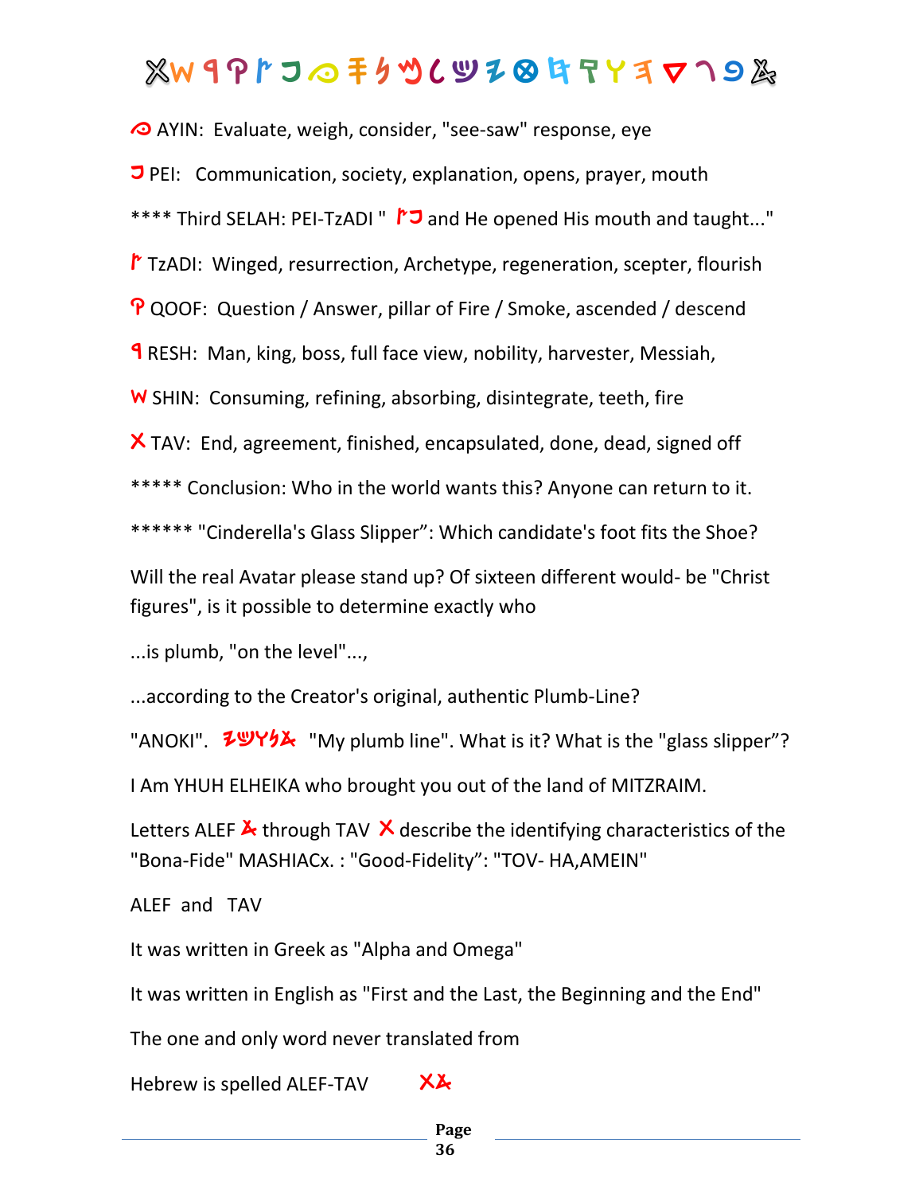ⵅW ꟼ Ϙ ᚴ ℶ ⵙ 丰 ℌ ⵡ ( Ⴎ Ƶ ⊗ 𐤇 ⴷ Y ∃ ▽ ⌐ ୨ ⴷ

ⵙ AYIN: Evaluate, weigh, consider, "see-saw" response, eye

ℶ PEI: Communication, society, explanation, opens, prayer, mouth

**** Third SELAH: PEI-TzADI " ᚴℶ and He opened His mouth and taught..."

ᚴ TzADI: Winged, resurrection, Archetype, regeneration, scepter, flourish

Ϙ QOOF: Question / Answer, pillar of Fire / Smoke, ascended / descend

ꟼ RESH: Man, king, boss, full face view, nobility, harvester, Messiah,

W SHIN: Consuming, refining, absorbing, disintegrate, teeth, fire

X TAV: End, agreement, finished, encapsulated, done, dead, signed off

***** Conclusion: Who in the world wants this? Anyone can return to it.

****** "Cinderella's Glass Slipper": Which candidate's foot fits the Shoe?

Will the real Avatar please stand up? Of sixteen different would- be "Christ figures", is it possible to determine exactly who

...is plumb, "on the level"...,

...according to the Creator's original, authentic Plumb-Line?

"ANOKI". ƵႮYℌⴷ "My plumb line". What is it? What is the "glass slipper"?

I Am YHUH ELHEIKA who brought you out of the land of MITZRAIM.

Letters ALEF ⴷ through TAV X describe the identifying characteristics of the "Bona-Fide" MASHIACx. : "Good-Fidelity": "TOV- HA,AMEIN"

ALEF and TAV

It was written in Greek as "Alpha and Omega"

It was written in English as "First and the Last, the Beginning and the End"

The one and only word never translated from

Hebrew is spelled ALEF-TAV Xⴷ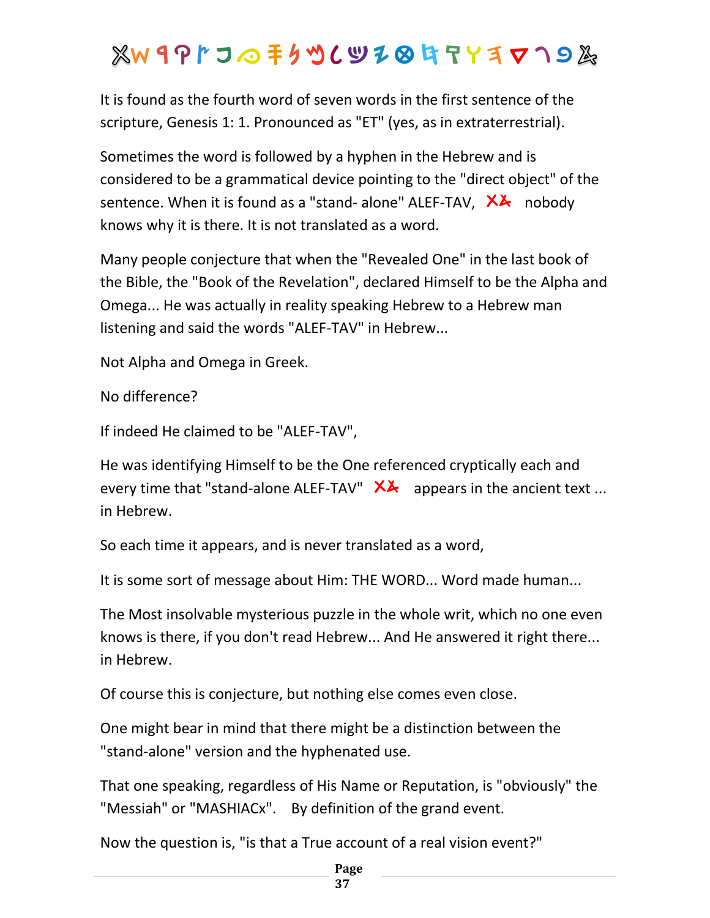It is found as the fourth word of seven words in the first sentence of the scripture, Genesis 1: 1. Pronounced as "ET" (yes, as in extraterrestrial).

Sometimes the word is followed by a hyphen in the Hebrew and is considered to be a grammatical device pointing to the "direct object" of the sentence. When it is found as a "stand- alone" ALEF-TAV, 𐤀𐤕 nobody knows why it is there. It is not translated as a word.

Many people conjecture that when the "Revealed One" in the last book of the Bible, the "Book of the Revelation", declared Himself to be the Alpha and Omega... He was actually in reality speaking Hebrew to a Hebrew man listening and said the words "ALEF-TAV" in Hebrew...

Not Alpha and Omega in Greek.

No difference?

If indeed He claimed to be "ALEF-TAV",

He was identifying Himself to be the One referenced cryptically each and every time that "stand-alone ALEF-TAV" 𐤀𐤕 appears in the ancient text ... in Hebrew.

So each time it appears, and is never translated as a word,

It is some sort of message about Him: THE WORD... Word made human...

The Most insolvable mysterious puzzle in the whole writ, which no one even knows is there, if you don't read Hebrew... And He answered it right there... in Hebrew.

Of course this is conjecture, but nothing else comes even close.

One might bear in mind that there might be a distinction between the "stand-alone" version and the hyphenated use.

That one speaking, regardless of His Name or Reputation, is "obviously" the "Messiah" or "MASHIACx". By definition of the grand event.

Now the question is, "is that a True account of a real vision event?"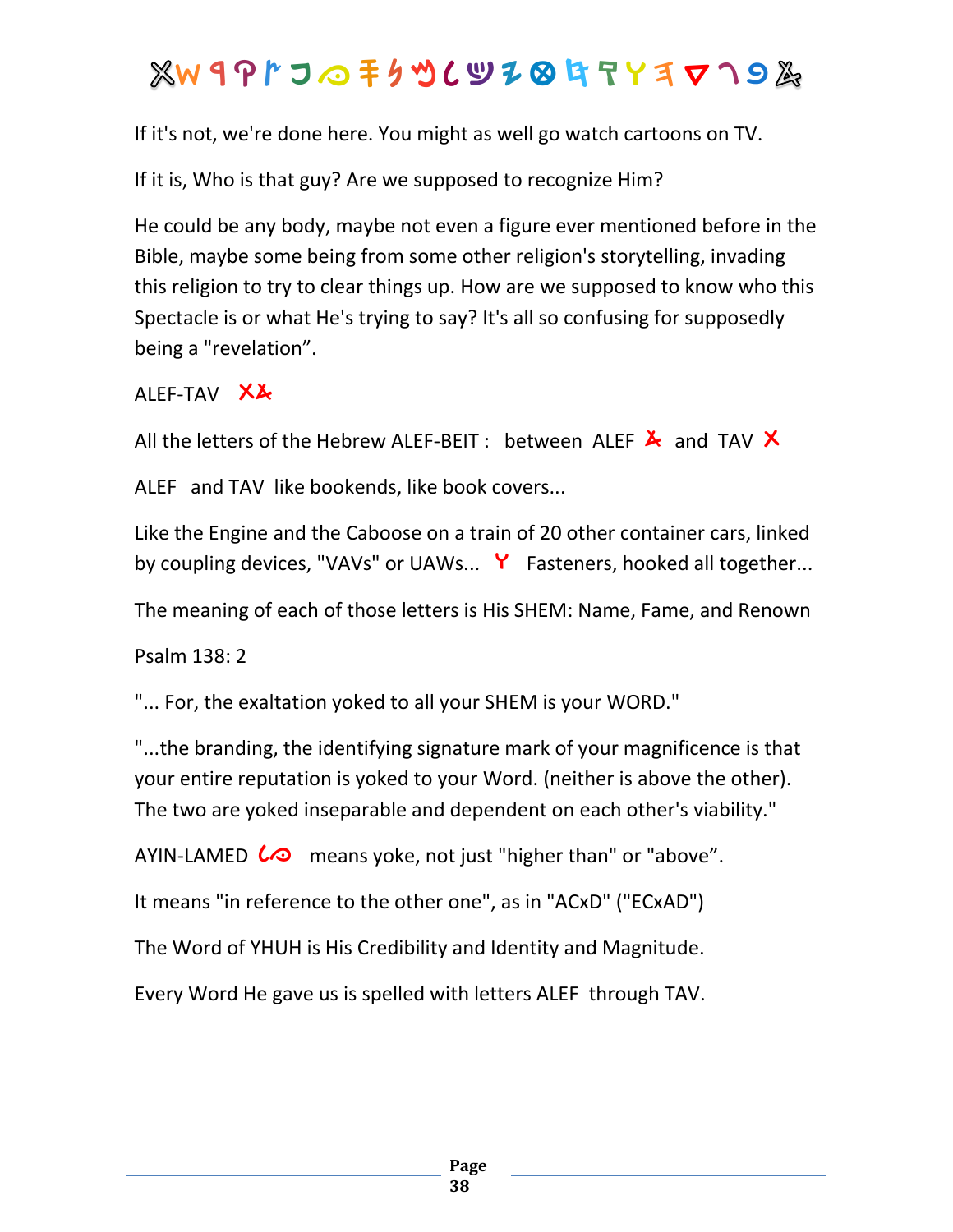If it's not, we're done here. You might as well go watch cartoons on TV.

If it is, Who is that guy? Are we supposed to recognize Him?

He could be any body, maybe not even a figure ever mentioned before in the Bible, maybe some being from some other religion's storytelling, invading this religion to try to clear things up. How are we supposed to know who this Spectacle is or what He's trying to say? It's all so confusing for supposedly being a "revelation".

ALEF-TAV

All the letters of the Hebrew ALEF-BEIT : between ALEF and TAV

ALEF and TAV like bookends, like book covers...

Like the Engine and the Caboose on a train of 20 other container cars, linked by coupling devices, "VAVs" or UAWs... Fasteners, hooked all together...

The meaning of each of those letters is His SHEM: Name, Fame, and Renown

Psalm 138: 2

"... For, the exaltation yoked to all your SHEM is your WORD."

"...the branding, the identifying signature mark of your magnificence is that your entire reputation is yoked to your Word. (neither is above the other). The two are yoked inseparable and dependent on each other's viability."

AYIN-LAMED means yoke, not just "higher than" or "above".

It means "in reference to the other one", as in "ACxD" ("ECxAD")

The Word of YHUH is His Credibility and Identity and Magnitude.

Every Word He gave us is spelled with letters ALEF through TAV.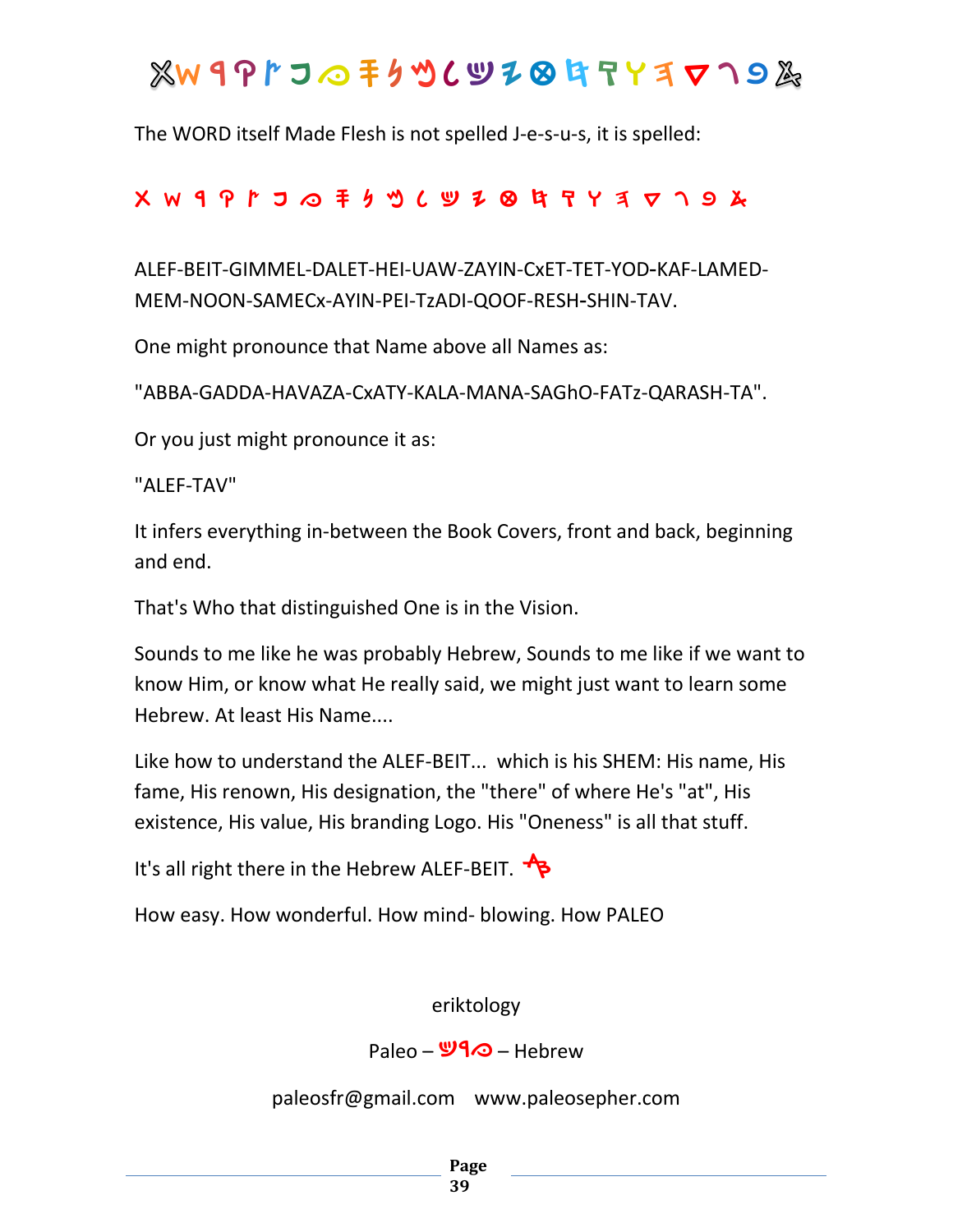# 𐤀𐤁𐤂𐤃𐤄𐤅𐤆𐤇𐤈𐤉𐤊𐤋𐤌𐤍𐤎𐤏𐤐𐤑𐤒𐤓𐤔𐤕

The WORD itself Made Flesh is not spelled J-e-s-u-s, it is spelled:

𐤀 𐤁 𐤂 𐤃 𐤄 𐤅 𐤆 𐤇 𐤈 𐤉 𐤊 𐤋 𐤌 𐤍 𐤎 𐤏 𐤐 𐤑 𐤒 𐤓 𐤔 𐤕

ALEF-BEIT-GIMMEL-DALET-HEI-UAW-ZAYIN-CxET-TET-YOD-KAF-LAMED-MEM-NOON-SAMECx-AYIN-PEI-TzADI-QOOF-RESH-SHIN-TAV.

One might pronounce that Name above all Names as:

"ABBA-GADDA-HAVAZA-CxATY-KALA-MANA-SAGhO-FATz-QARASH-TA".

Or you just might pronounce it as:

"ALEF-TAV"

It infers everything in-between the Book Covers, front and back, beginning and end.

That's Who that distinguished One is in the Vision.

Sounds to me like he was probably Hebrew, Sounds to me like if we want to know Him, or know what He really said, we might just want to learn some Hebrew. At least His Name....

Like how to understand the ALEF-BEIT... which is his SHEM: His name, His fame, His renown, His designation, the "there" of where He's "at", His existence, His value, His branding Logo. His "Oneness" is all that stuff.

It's all right there in the Hebrew ALEF-BEIT. 𐤀𐤁

How easy. How wonderful. How mind- blowing. How PALEO

eriktology

Paleo – 𐤏𐤁𐤓 – Hebrew

paleosfr@gmail.com www.paleosepher.com